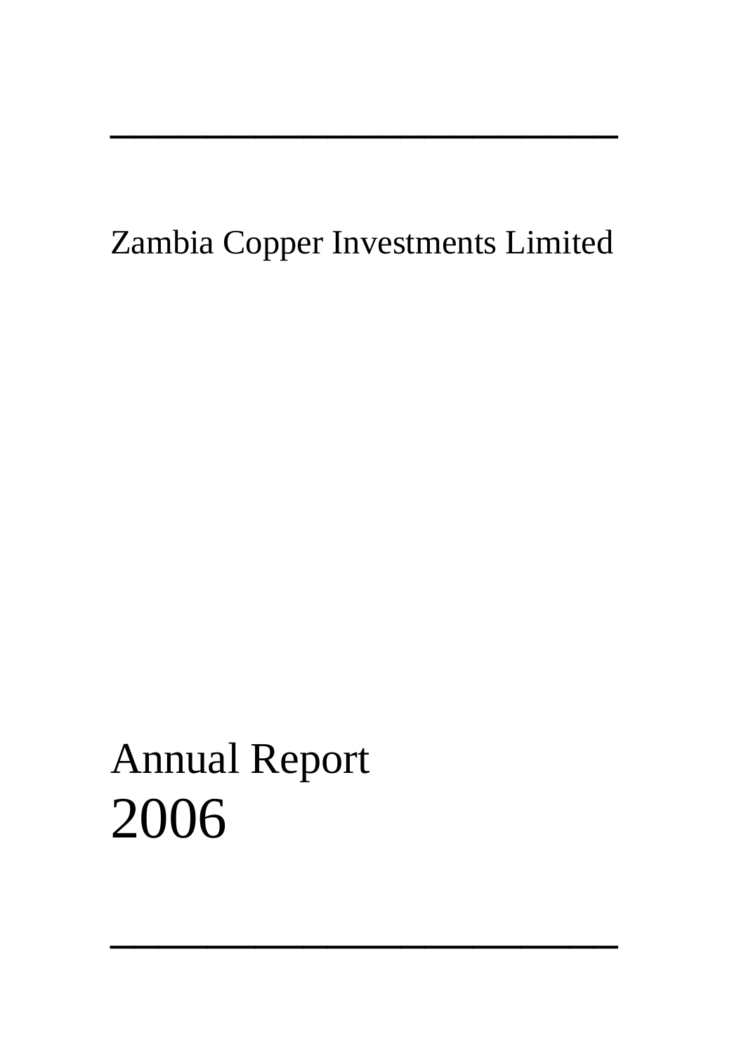Zambia Copper Investments Limited

# Annual Report
# 2006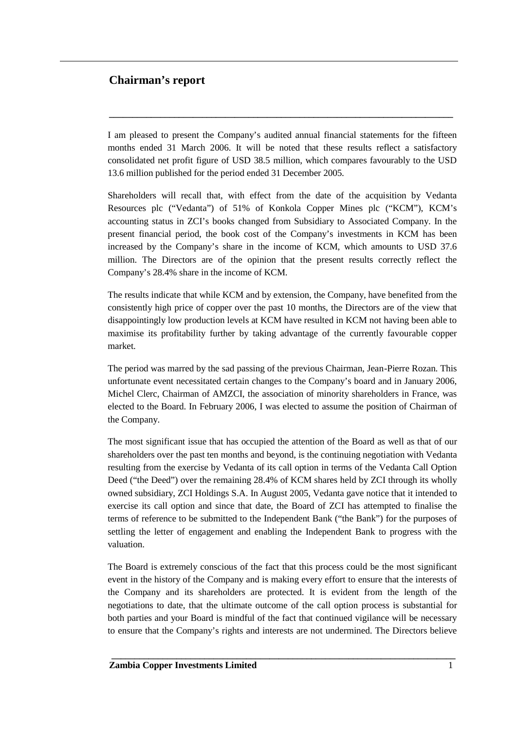## Chairman's report

I am pleased to present the Company's audited annual financial statements for the fifteen months ended 31 March 2006. It will be noted that these results reflect a satisfactory consolidated net profit figure of USD 38.5 million, which compares favourably to the USD 13.6 million published for the period ended 31 December 2005.

Shareholders will recall that, with effect from the date of the acquisition by Vedanta Resources plc ("Vedanta") of 51% of Konkola Copper Mines plc ("KCM"), KCM's accounting status in ZCI's books changed from Subsidiary to Associated Company. In the present financial period, the book cost of the Company's investments in KCM has been increased by the Company's share in the income of KCM, which amounts to USD 37.6 million. The Directors are of the opinion that the present results correctly reflect the Company's 28.4% share in the income of KCM.

The results indicate that while KCM and by extension, the Company, have benefited from the consistently high price of copper over the past 10 months, the Directors are of the view that disappointingly low production levels at KCM have resulted in KCM not having been able to maximise its profitability further by taking advantage of the currently favourable copper market.

The period was marred by the sad passing of the previous Chairman, Jean-Pierre Rozan. This unfortunate event necessitated certain changes to the Company's board and in January 2006, Michel Clerc, Chairman of AMZCI, the association of minority shareholders in France, was elected to the Board. In February 2006, I was elected to assume the position of Chairman of the Company.

The most significant issue that has occupied the attention of the Board as well as that of our shareholders over the past ten months and beyond, is the continuing negotiation with Vedanta resulting from the exercise by Vedanta of its call option in terms of the Vedanta Call Option Deed ("the Deed") over the remaining 28.4% of KCM shares held by ZCI through its wholly owned subsidiary, ZCI Holdings S.A. In August 2005, Vedanta gave notice that it intended to exercise its call option and since that date, the Board of ZCI has attempted to finalise the terms of reference to be submitted to the Independent Bank ("the Bank") for the purposes of settling the letter of engagement and enabling the Independent Bank to progress with the valuation.

The Board is extremely conscious of the fact that this process could be the most significant event in the history of the Company and is making every effort to ensure that the interests of the Company and its shareholders are protected. It is evident from the length of the negotiations to date, that the ultimate outcome of the call option process is substantial for both parties and your Board is mindful of the fact that continued vigilance will be necessary to ensure that the Company's rights and interests are not undermined. The Directors believe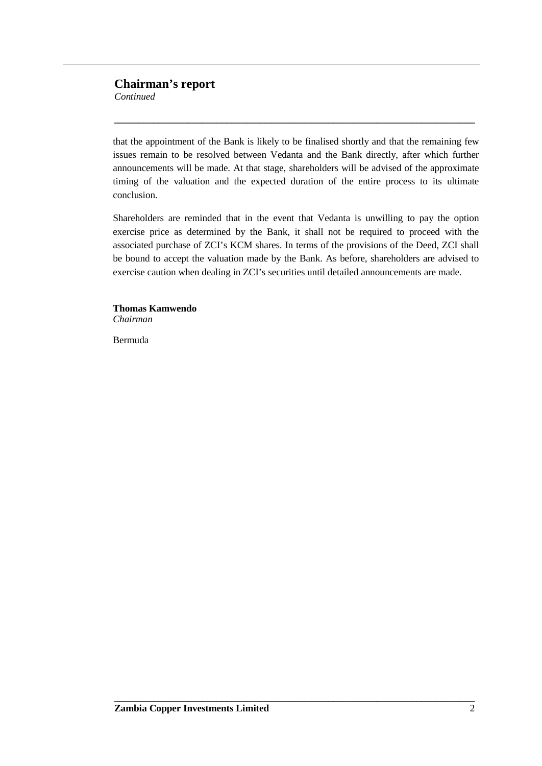## Chairman's report

*Continued*

that the appointment of the Bank is likely to be finalised shortly and that the remaining few issues remain to be resolved between Vedanta and the Bank directly, after which further announcements will be made. At that stage, shareholders will be advised of the approximate timing of the valuation and the expected duration of the entire process to its ultimate conclusion.

Shareholders are reminded that in the event that Vedanta is unwilling to pay the option exercise price as determined by the Bank, it shall not be required to proceed with the associated purchase of ZCI's KCM shares. In terms of the provisions of the Deed, ZCI shall be bound to accept the valuation made by the Bank. As before, shareholders are advised to exercise caution when dealing in ZCI's securities until detailed announcements are made.

**Thomas Kamwendo**
*Chairman*

Bermuda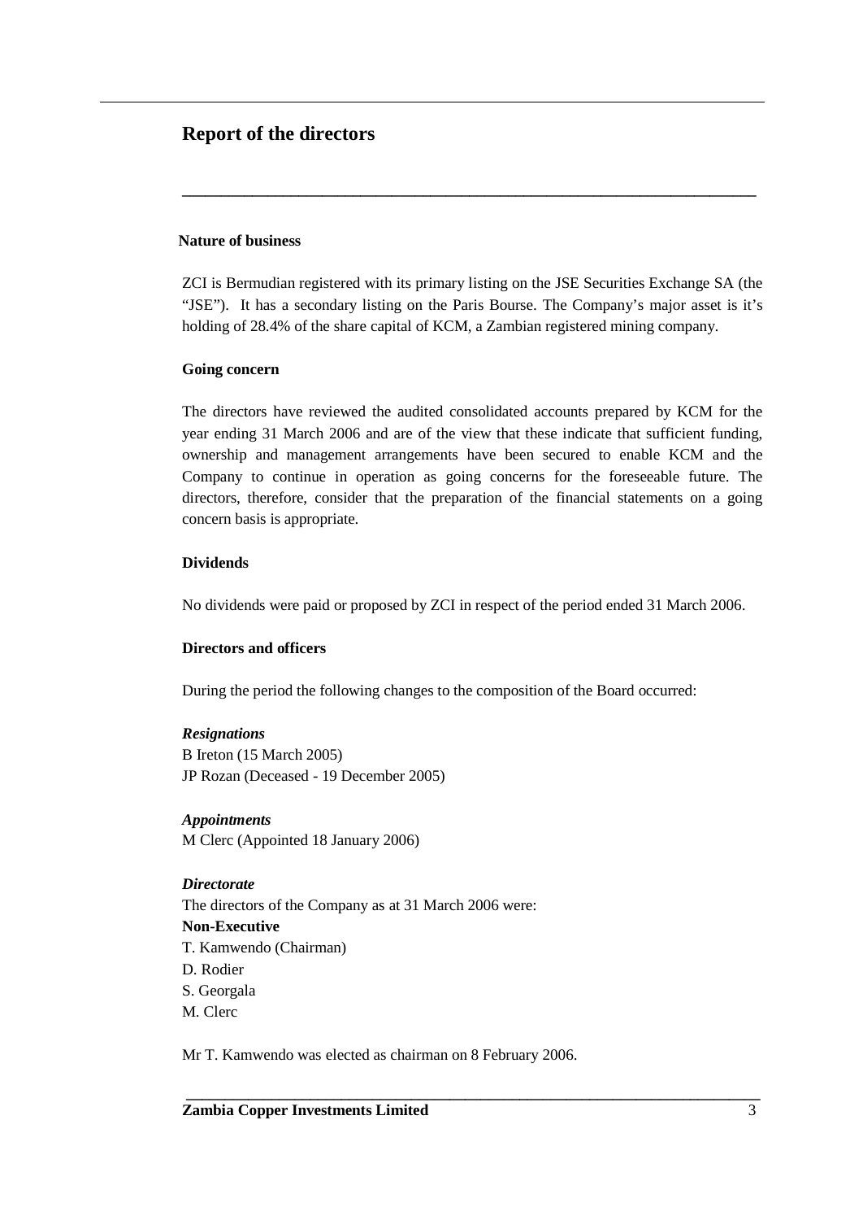# Report of the directors

**Nature of business**

ZCI is Bermudian registered with its primary listing on the JSE Securities Exchange SA (the "JSE"). It has a secondary listing on the Paris Bourse. The Company's major asset is it's holding of 28.4% of the share capital of KCM, a Zambian registered mining company.

**Going concern**

The directors have reviewed the audited consolidated accounts prepared by KCM for the year ending 31 March 2006 and are of the view that these indicate that sufficient funding, ownership and management arrangements have been secured to enable KCM and the Company to continue in operation as going concerns for the foreseeable future. The directors, therefore, consider that the preparation of the financial statements on a going concern basis is appropriate.

**Dividends**

No dividends were paid or proposed by ZCI in respect of the period ended 31 March 2006.

**Directors and officers**

During the period the following changes to the composition of the Board occurred:

***Resignations***
B Ireton (15 March 2005)
JP Rozan (Deceased - 19 December 2005)

***Appointments***
M Clerc (Appointed 18 January 2006)

***Directorate***
The directors of the Company as at 31 March 2006 were:
**Non-Executive**
T. Kamwendo (Chairman)
D. Rodier
S. Georgala
M. Clerc

Mr T. Kamwendo was elected as chairman on 8 February 2006.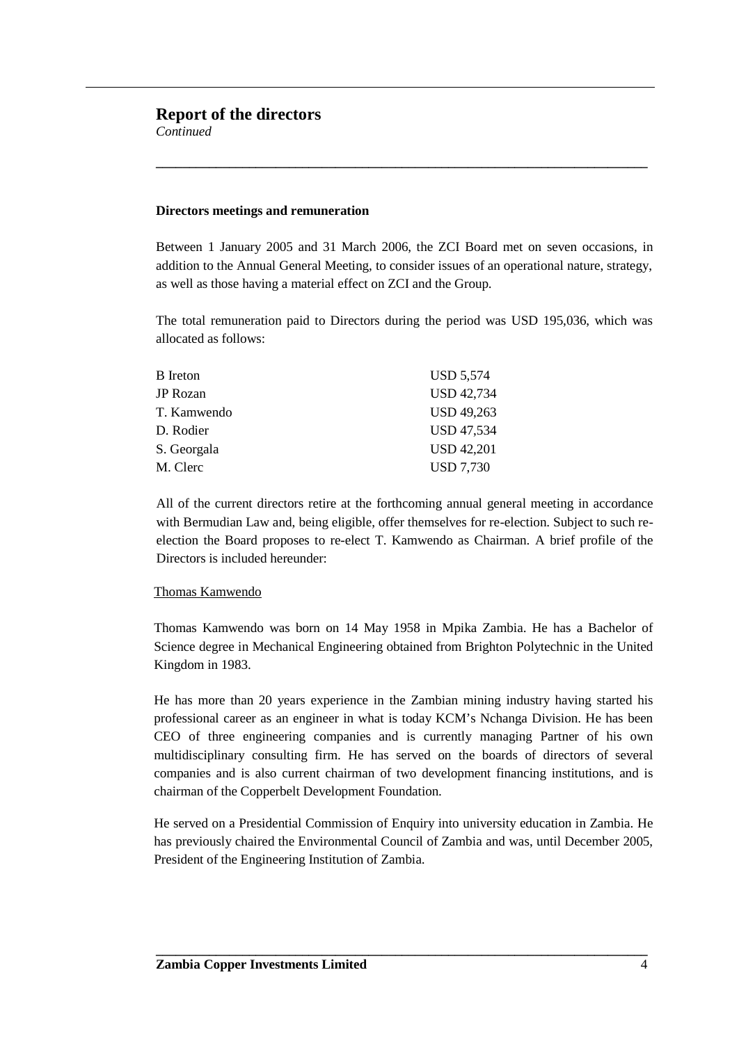# Report of the directors

*Continued*

### Directors meetings and remuneration

Between 1 January 2005 and 31 March 2006, the ZCI Board met on seven occasions, in addition to the Annual General Meeting, to consider issues of an operational nature, strategy, as well as those having a material effect on ZCI and the Group.

The total remuneration paid to Directors during the period was USD 195,036, which was allocated as follows:

| | |
|---|---|
| B Ireton | USD 5,574 |
| JP Rozan | USD 42,734 |
| T. Kamwendo | USD 49,263 |
| D. Rodier | USD 47,534 |
| S. Georgala | USD 42,201 |
| M. Clerc | USD 7,730 |

All of the current directors retire at the forthcoming annual general meeting in accordance with Bermudian Law and, being eligible, offer themselves for re-election. Subject to such re-election the Board proposes to re-elect T. Kamwendo as Chairman. A brief profile of the Directors is included hereunder:

<u>Thomas Kamwendo</u>

Thomas Kamwendo was born on 14 May 1958 in Mpika Zambia. He has a Bachelor of Science degree in Mechanical Engineering obtained from Brighton Polytechnic in the United Kingdom in 1983.

He has more than 20 years experience in the Zambian mining industry having started his professional career as an engineer in what is today KCM's Nchanga Division. He has been CEO of three engineering companies and is currently managing Partner of his own multidisciplinary consulting firm. He has served on the boards of directors of several companies and is also current chairman of two development financing institutions, and is chairman of the Copperbelt Development Foundation.

He served on a Presidential Commission of Enquiry into university education in Zambia. He has previously chaired the Environmental Council of Zambia and was, until December 2005, President of the Engineering Institution of Zambia.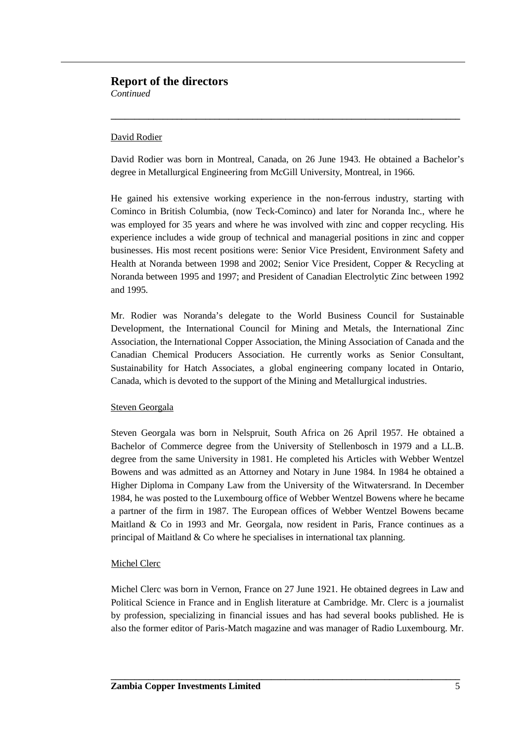## Report of the directors

*Continued*

David Rodier

David Rodier was born in Montreal, Canada, on 26 June 1943. He obtained a Bachelor's degree in Metallurgical Engineering from McGill University, Montreal, in 1966.

He gained his extensive working experience in the non-ferrous industry, starting with Cominco in British Columbia, (now Teck-Cominco) and later for Noranda Inc., where he was employed for 35 years and where he was involved with zinc and copper recycling. His experience includes a wide group of technical and managerial positions in zinc and copper businesses. His most recent positions were: Senior Vice President, Environment Safety and Health at Noranda between 1998 and 2002; Senior Vice President, Copper & Recycling at Noranda between 1995 and 1997; and President of Canadian Electrolytic Zinc between 1992 and 1995.

Mr. Rodier was Noranda's delegate to the World Business Council for Sustainable Development, the International Council for Mining and Metals, the International Zinc Association, the International Copper Association, the Mining Association of Canada and the Canadian Chemical Producers Association. He currently works as Senior Consultant, Sustainability for Hatch Associates, a global engineering company located in Ontario, Canada, which is devoted to the support of the Mining and Metallurgical industries.

Steven Georgala

Steven Georgala was born in Nelspruit, South Africa on 26 April 1957. He obtained a Bachelor of Commerce degree from the University of Stellenbosch in 1979 and a LL.B. degree from the same University in 1981. He completed his Articles with Webber Wentzel Bowens and was admitted as an Attorney and Notary in June 1984. In 1984 he obtained a Higher Diploma in Company Law from the University of the Witwatersrand. In December 1984, he was posted to the Luxembourg office of Webber Wentzel Bowens where he became a partner of the firm in 1987. The European offices of Webber Wentzel Bowens became Maitland & Co in 1993 and Mr. Georgala, now resident in Paris, France continues as a principal of Maitland & Co where he specialises in international tax planning.

Michel Clerc

Michel Clerc was born in Vernon, France on 27 June 1921. He obtained degrees in Law and Political Science in France and in English literature at Cambridge. Mr. Clerc is a journalist by profession, specializing in financial issues and has had several books published. He is also the former editor of Paris-Match magazine and was manager of Radio Luxembourg. Mr.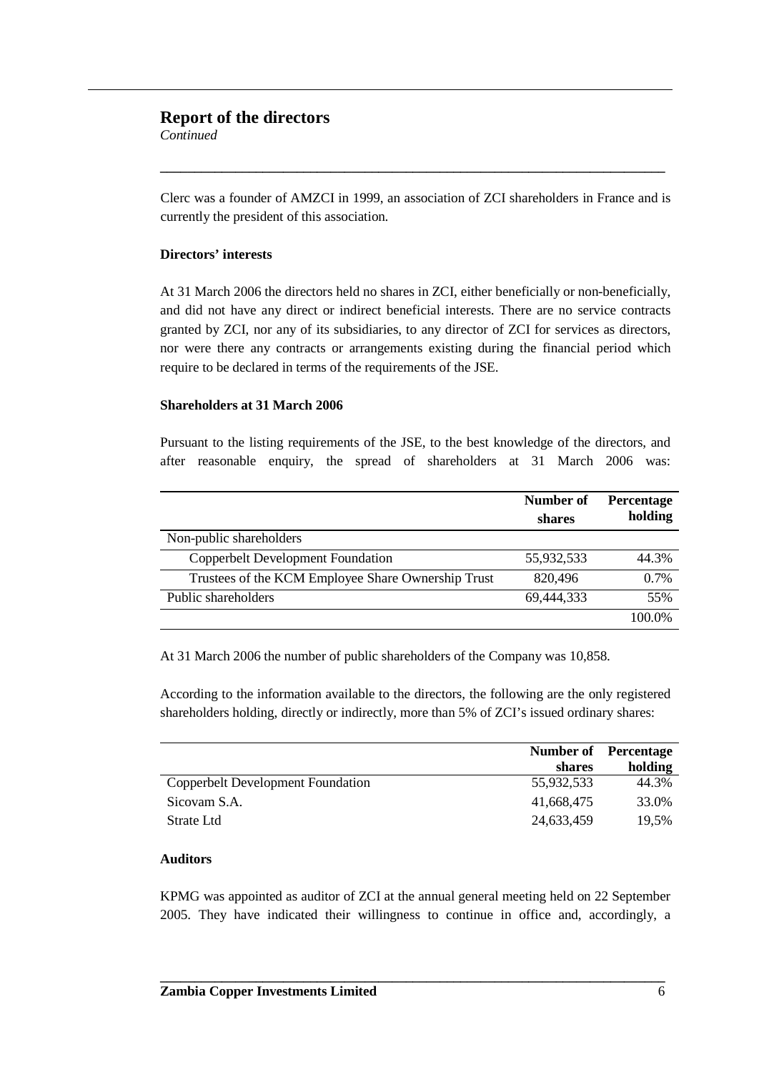## Report of the directors

*Continued*

Clerc was a founder of AMZCI in 1999, an association of ZCI shareholders in France and is currently the president of this association.

### Directors' interests

At 31 March 2006 the directors held no shares in ZCI, either beneficially or non-beneficially, and did not have any direct or indirect beneficial interests. There are no service contracts granted by ZCI, nor any of its subsidiaries, to any director of ZCI for services as directors, nor were there any contracts or arrangements existing during the financial period which require to be declared in terms of the requirements of the JSE.

### Shareholders at 31 March 2006

Pursuant to the listing requirements of the JSE, to the best knowledge of the directors, and after reasonable enquiry, the spread of shareholders at 31 March 2006 was:

| | Number of shares | Percentage holding |
|---|---|---|
| Non-public shareholders | | |
| Copperbelt Development Foundation | 55,932,533 | 44.3% |
| Trustees of the KCM Employee Share Ownership Trust | 820,496 | 0.7% |
| Public shareholders | 69,444,333 | 55% |
| | | 100.0% |

At 31 March 2006 the number of public shareholders of the Company was 10,858.

According to the information available to the directors, the following are the only registered shareholders holding, directly or indirectly, more than 5% of ZCI's issued ordinary shares:

| | Number of shares | Percentage holding |
|---|---|---|
| Copperbelt Development Foundation | 55,932,533 | 44.3% |
| Sicovam S.A. | 41,668,475 | 33.0% |
| Strate Ltd | 24,633,459 | 19,5% |

### Auditors

KPMG was appointed as auditor of ZCI at the annual general meeting held on 22 September 2005. They have indicated their willingness to continue in office and, accordingly, a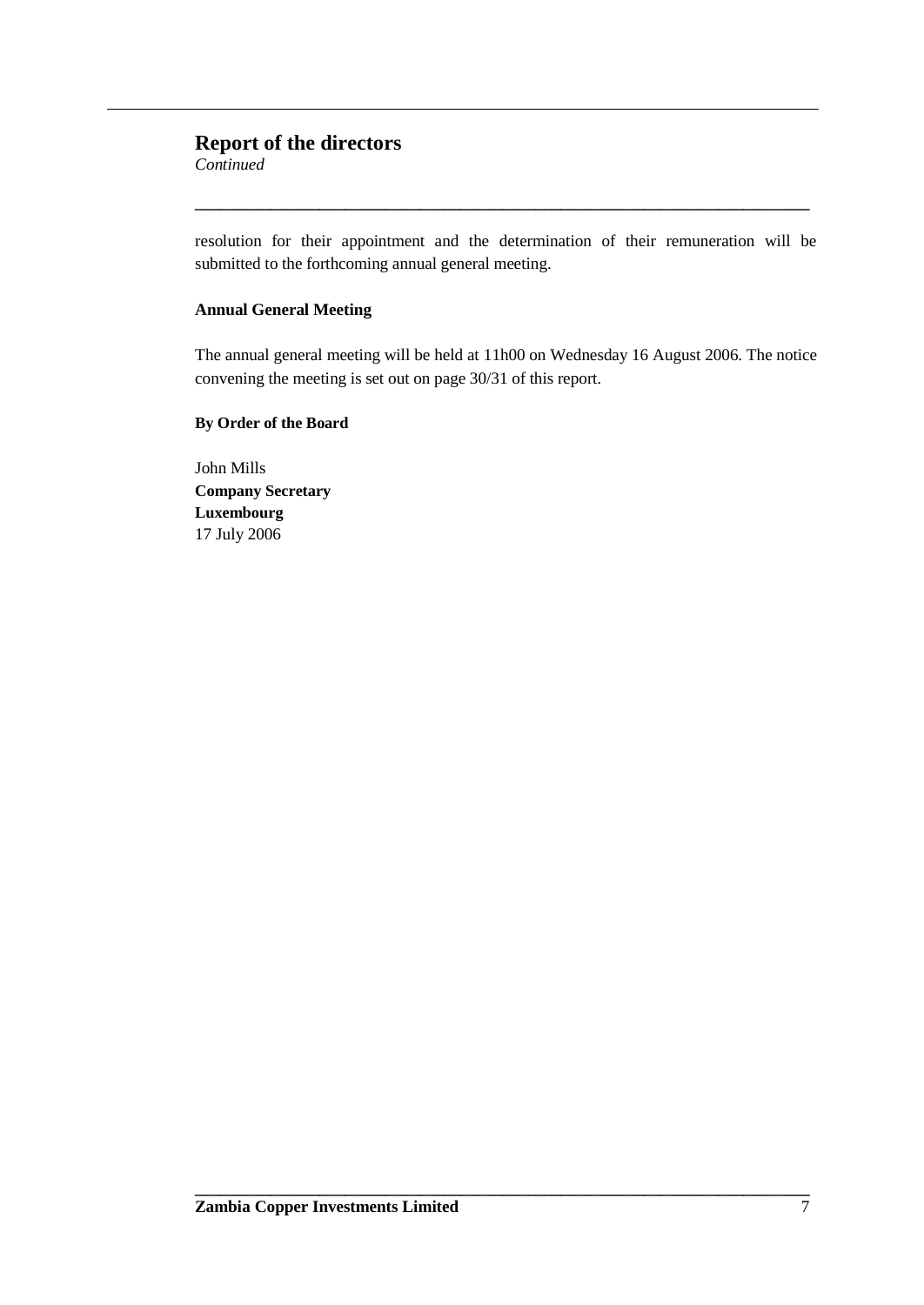## Report of the directors

*Continued*

resolution for their appointment and the determination of their remuneration will be submitted to the forthcoming annual general meeting.

**Annual General Meeting**

The annual general meeting will be held at 11h00 on Wednesday 16 August 2006. The notice convening the meeting is set out on page 30/31 of this report.

**By Order of the Board**

John Mills
**Company Secretary**
**Luxembourg**
17 July 2006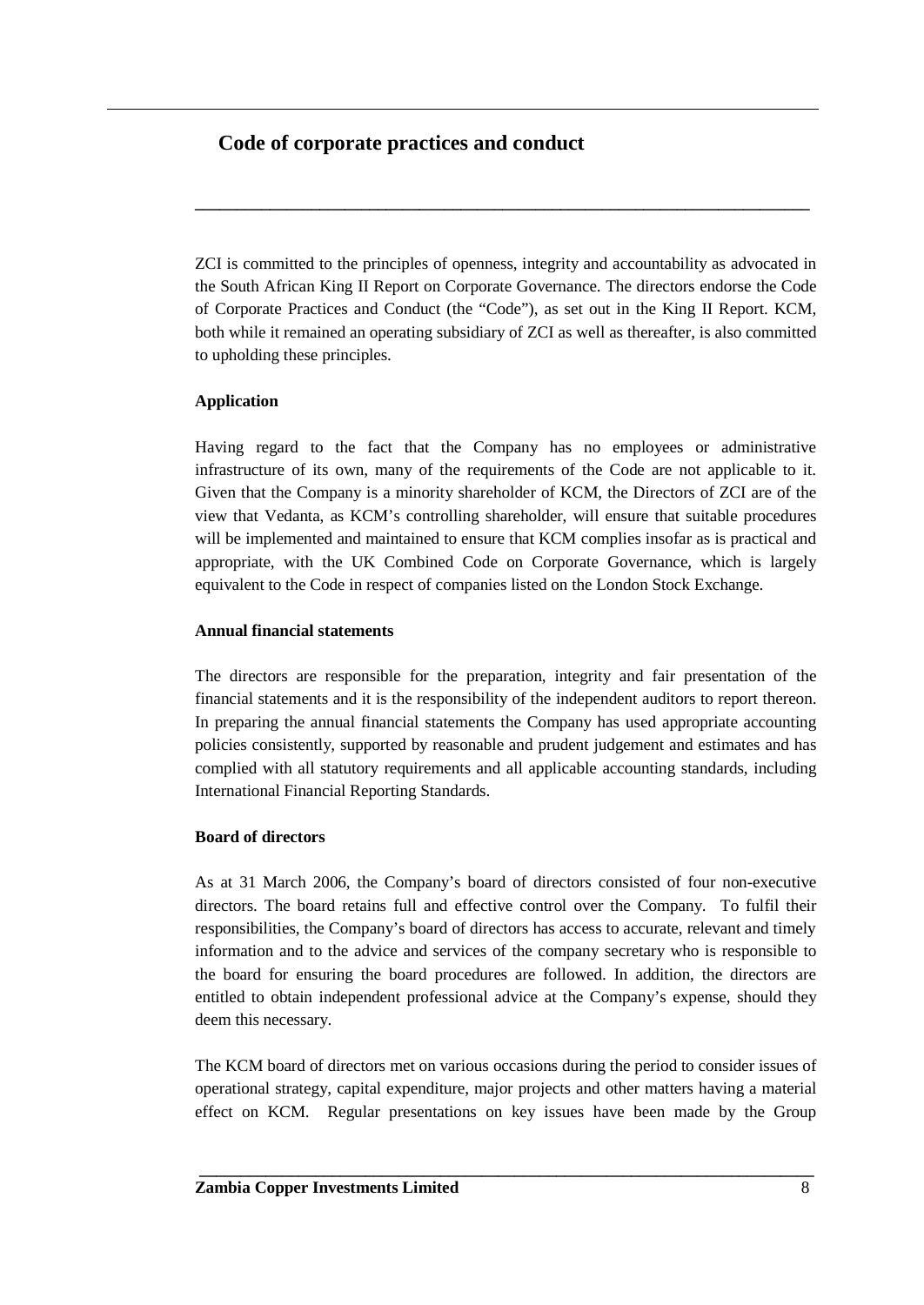## Code of corporate practices and conduct

ZCI is committed to the principles of openness, integrity and accountability as advocated in the South African King II Report on Corporate Governance. The directors endorse the Code of Corporate Practices and Conduct (the "Code"), as set out in the King II Report. KCM, both while it remained an operating subsidiary of ZCI as well as thereafter, is also committed to upholding these principles.

### Application

Having regard to the fact that the Company has no employees or administrative infrastructure of its own, many of the requirements of the Code are not applicable to it. Given that the Company is a minority shareholder of KCM, the Directors of ZCI are of the view that Vedanta, as KCM's controlling shareholder, will ensure that suitable procedures will be implemented and maintained to ensure that KCM complies insofar as is practical and appropriate, with the UK Combined Code on Corporate Governance, which is largely equivalent to the Code in respect of companies listed on the London Stock Exchange.

### Annual financial statements

The directors are responsible for the preparation, integrity and fair presentation of the financial statements and it is the responsibility of the independent auditors to report thereon. In preparing the annual financial statements the Company has used appropriate accounting policies consistently, supported by reasonable and prudent judgement and estimates and has complied with all statutory requirements and all applicable accounting standards, including International Financial Reporting Standards.

### Board of directors

As at 31 March 2006, the Company's board of directors consisted of four non-executive directors. The board retains full and effective control over the Company. To fulfil their responsibilities, the Company's board of directors has access to accurate, relevant and timely information and to the advice and services of the company secretary who is responsible to the board for ensuring the board procedures are followed. In addition, the directors are entitled to obtain independent professional advice at the Company's expense, should they deem this necessary.

The KCM board of directors met on various occasions during the period to consider issues of operational strategy, capital expenditure, major projects and other matters having a material effect on KCM. Regular presentations on key issues have been made by the Group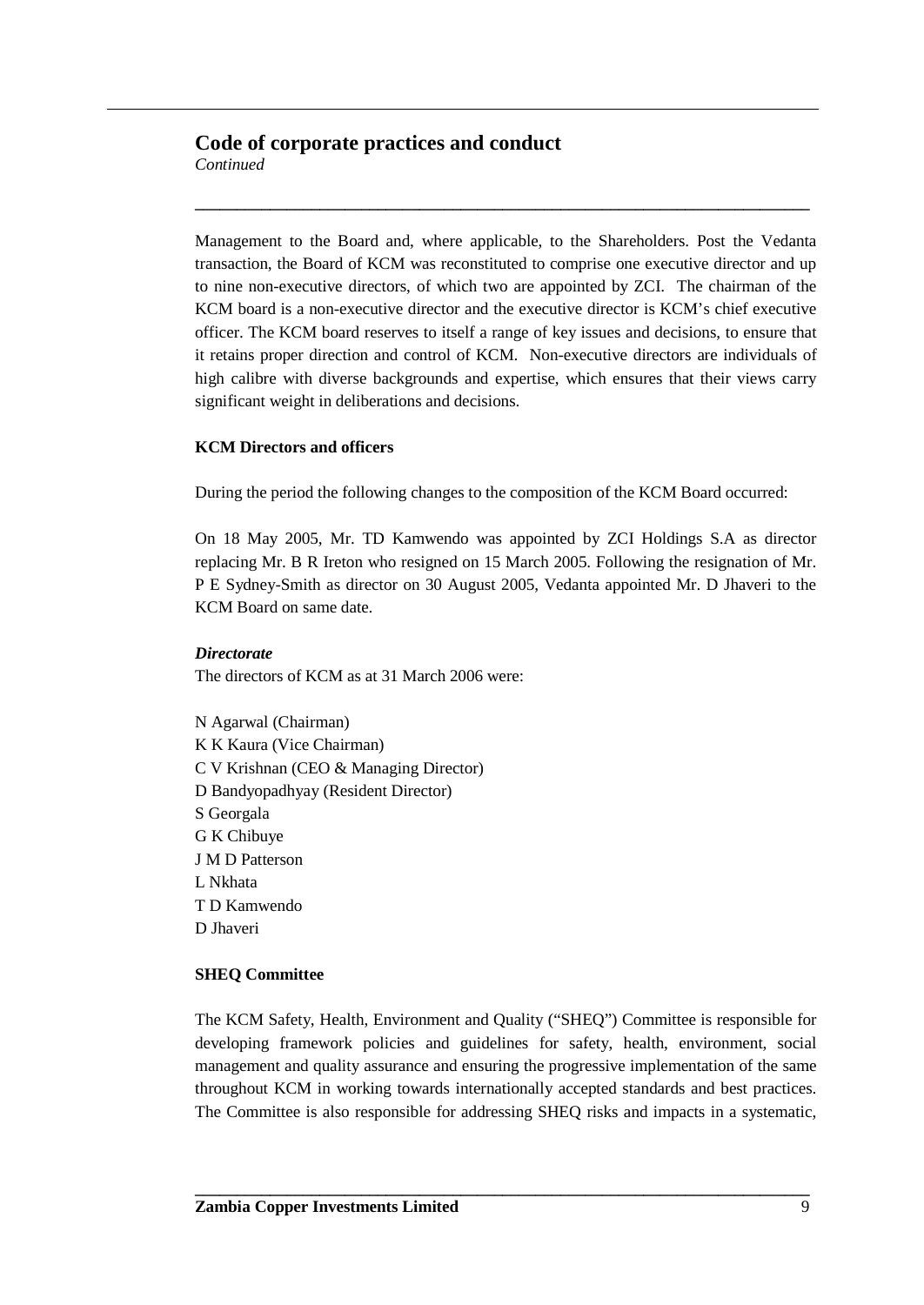## Code of corporate practices and conduct

*Continued*

Management to the Board and, where applicable, to the Shareholders. Post the Vedanta transaction, the Board of KCM was reconstituted to comprise one executive director and up to nine non-executive directors, of which two are appointed by ZCI. The chairman of the KCM board is a non-executive director and the executive director is KCM's chief executive officer. The KCM board reserves to itself a range of key issues and decisions, to ensure that it retains proper direction and control of KCM. Non-executive directors are individuals of high calibre with diverse backgrounds and expertise, which ensures that their views carry significant weight in deliberations and decisions.

**KCM Directors and officers**

During the period the following changes to the composition of the KCM Board occurred:

On 18 May 2005, Mr. TD Kamwendo was appointed by ZCI Holdings S.A as director replacing Mr. B R Ireton who resigned on 15 March 2005. Following the resignation of Mr. P E Sydney-Smith as director on 30 August 2005, Vedanta appointed Mr. D Jhaveri to the KCM Board on same date.

***Directorate***

The directors of KCM as at 31 March 2006 were:

N Agarwal (Chairman)
K K Kaura (Vice Chairman)
C V Krishnan (CEO & Managing Director)
D Bandyopadhyay (Resident Director)
S Georgala
G K Chibuye
J M D Patterson
L Nkhata
T D Kamwendo
D Jhaveri

**SHEQ Committee**

The KCM Safety, Health, Environment and Quality ("SHEQ") Committee is responsible for developing framework policies and guidelines for safety, health, environment, social management and quality assurance and ensuring the progressive implementation of the same throughout KCM in working towards internationally accepted standards and best practices. The Committee is also responsible for addressing SHEQ risks and impacts in a systematic,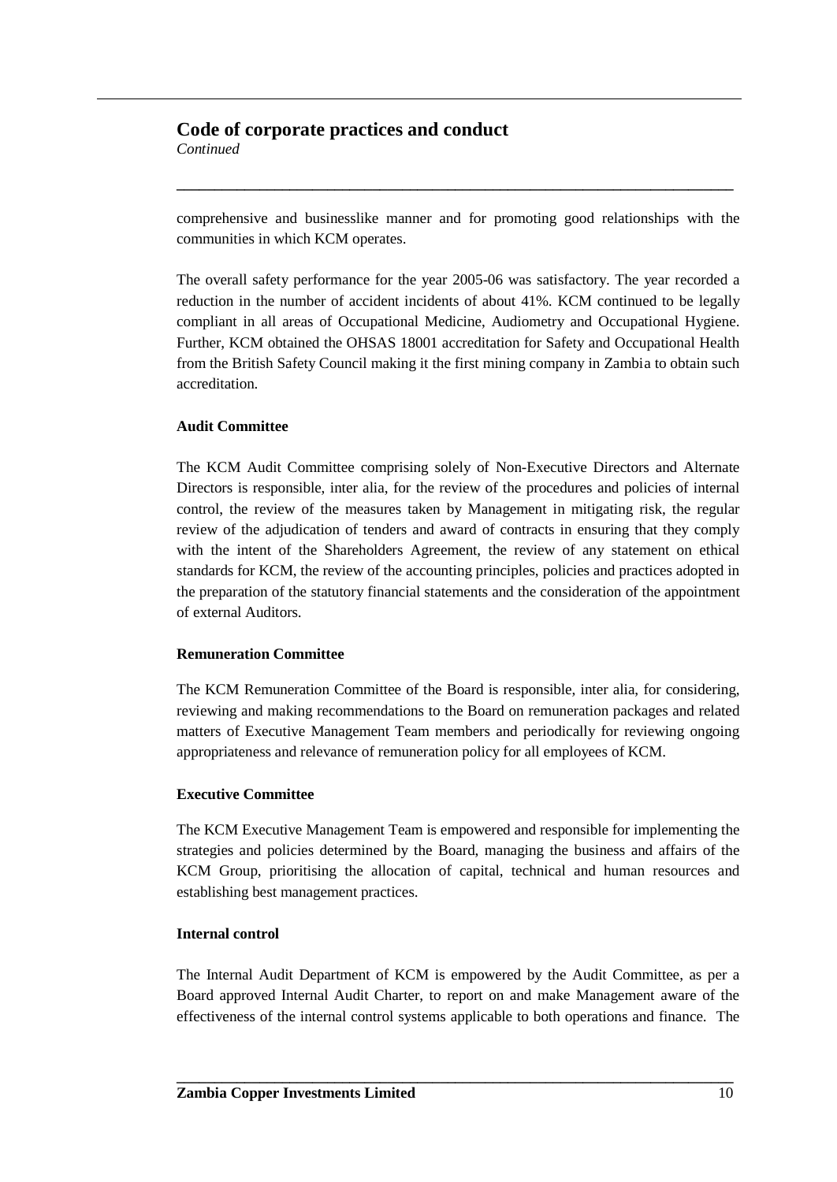## Code of corporate practices and conduct

*Continued*

comprehensive and businesslike manner and for promoting good relationships with the communities in which KCM operates.

The overall safety performance for the year 2005-06 was satisfactory. The year recorded a reduction in the number of accident incidents of about 41%. KCM continued to be legally compliant in all areas of Occupational Medicine, Audiometry and Occupational Hygiene. Further, KCM obtained the OHSAS 18001 accreditation for Safety and Occupational Health from the British Safety Council making it the first mining company in Zambia to obtain such accreditation.

**Audit Committee**

The KCM Audit Committee comprising solely of Non-Executive Directors and Alternate Directors is responsible, inter alia, for the review of the procedures and policies of internal control, the review of the measures taken by Management in mitigating risk, the regular review of the adjudication of tenders and award of contracts in ensuring that they comply with the intent of the Shareholders Agreement, the review of any statement on ethical standards for KCM, the review of the accounting principles, policies and practices adopted in the preparation of the statutory financial statements and the consideration of the appointment of external Auditors.

**Remuneration Committee**

The KCM Remuneration Committee of the Board is responsible, inter alia, for considering, reviewing and making recommendations to the Board on remuneration packages and related matters of Executive Management Team members and periodically for reviewing ongoing appropriateness and relevance of remuneration policy for all employees of KCM.

**Executive Committee**

The KCM Executive Management Team is empowered and responsible for implementing the strategies and policies determined by the Board, managing the business and affairs of the KCM Group, prioritising the allocation of capital, technical and human resources and establishing best management practices.

**Internal control**

The Internal Audit Department of KCM is empowered by the Audit Committee, as per a Board approved Internal Audit Charter, to report on and make Management aware of the effectiveness of the internal control systems applicable to both operations and finance. The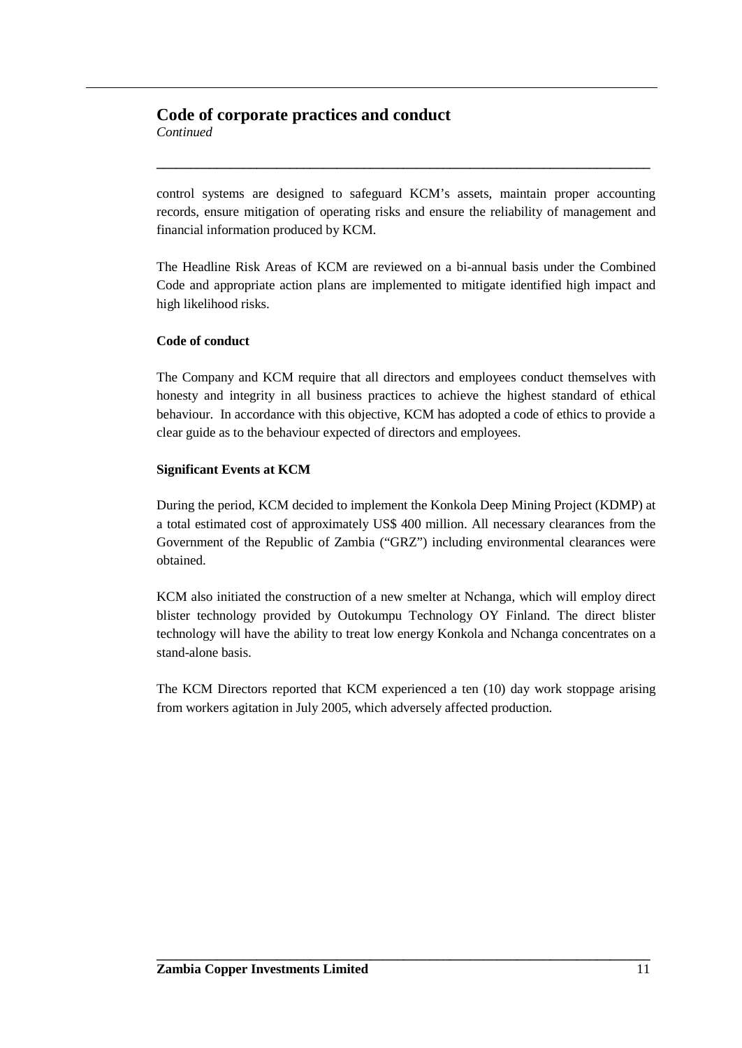# Code of corporate practices and conduct

*Continued*

control systems are designed to safeguard KCM's assets, maintain proper accounting records, ensure mitigation of operating risks and ensure the reliability of management and financial information produced by KCM.

The Headline Risk Areas of KCM are reviewed on a bi-annual basis under the Combined Code and appropriate action plans are implemented to mitigate identified high impact and high likelihood risks.

**Code of conduct**

The Company and KCM require that all directors and employees conduct themselves with honesty and integrity in all business practices to achieve the highest standard of ethical behaviour. In accordance with this objective, KCM has adopted a code of ethics to provide a clear guide as to the behaviour expected of directors and employees.

**Significant Events at KCM**

During the period, KCM decided to implement the Konkola Deep Mining Project (KDMP) at a total estimated cost of approximately US$ 400 million. All necessary clearances from the Government of the Republic of Zambia ("GRZ") including environmental clearances were obtained.

KCM also initiated the construction of a new smelter at Nchanga, which will employ direct blister technology provided by Outokumpu Technology OY Finland. The direct blister technology will have the ability to treat low energy Konkola and Nchanga concentrates on a stand-alone basis.

The KCM Directors reported that KCM experienced a ten (10) day work stoppage arising from workers agitation in July 2005, which adversely affected production.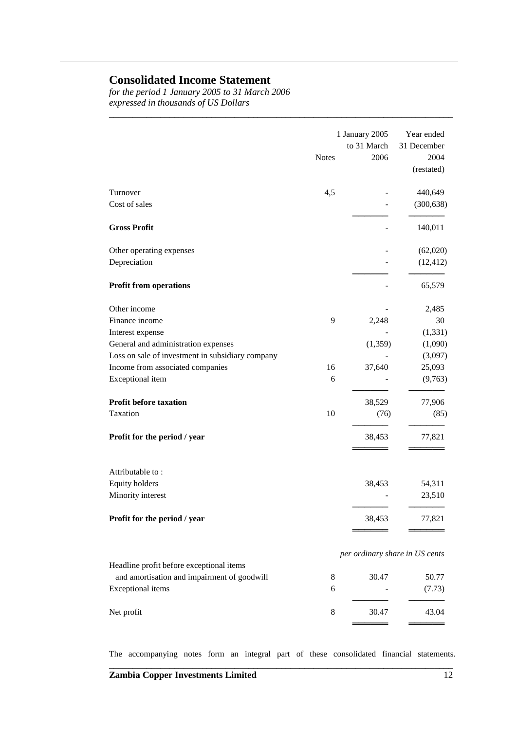# Consolidated Income Statement

*for the period 1 January 2005 to 31 March 2006*
*expressed in thousands of US Dollars*

| | Notes | 1 January 2005 to 31 March 2006 | Year ended 31 December 2004 (restated) |
|---|---|---|---|
| Turnover | 4,5 | - | 440,649 |
| Cost of sales | | - | (300,638) |
| **Gross Profit** | | - | 140,011 |
| Other operating expenses | | - | (62,020) |
| Depreciation | | - | (12,412) |
| **Profit from operations** | | - | 65,579 |
| Other income | | - | 2,485 |
| Finance income | 9 | 2,248 | 30 |
| Interest expense | | - | (1,331) |
| General and administration expenses | | (1,359) | (1,090) |
| Loss on sale of investment in subsidiary company | | - | (3,097) |
| Income from associated companies | 16 | 37,640 | 25,093 |
| Exceptional item | 6 | - | (9,763) |
| **Profit before taxation** | | 38,529 | 77,906 |
| Taxation | 10 | (76) | (85) |
| **Profit for the period / year** | | 38,453 | 77,821 |
| Attributable to : | | | |
| Equity holders | | 38,453 | 54,311 |
| Minority interest | | - | 23,510 |
| **Profit for the period / year** | | 38,453 | 77,821 |
| | | *per ordinary share in US cents* | |
| Headline profit before exceptional items and amortisation and impairment of goodwill | 8 | 30.47 | 50.77 |
| Exceptional items | 6 | - | (7.73) |
| Net profit | 8 | 30.47 | 43.04 |

The accompanying notes form an integral part of these consolidated financial statements.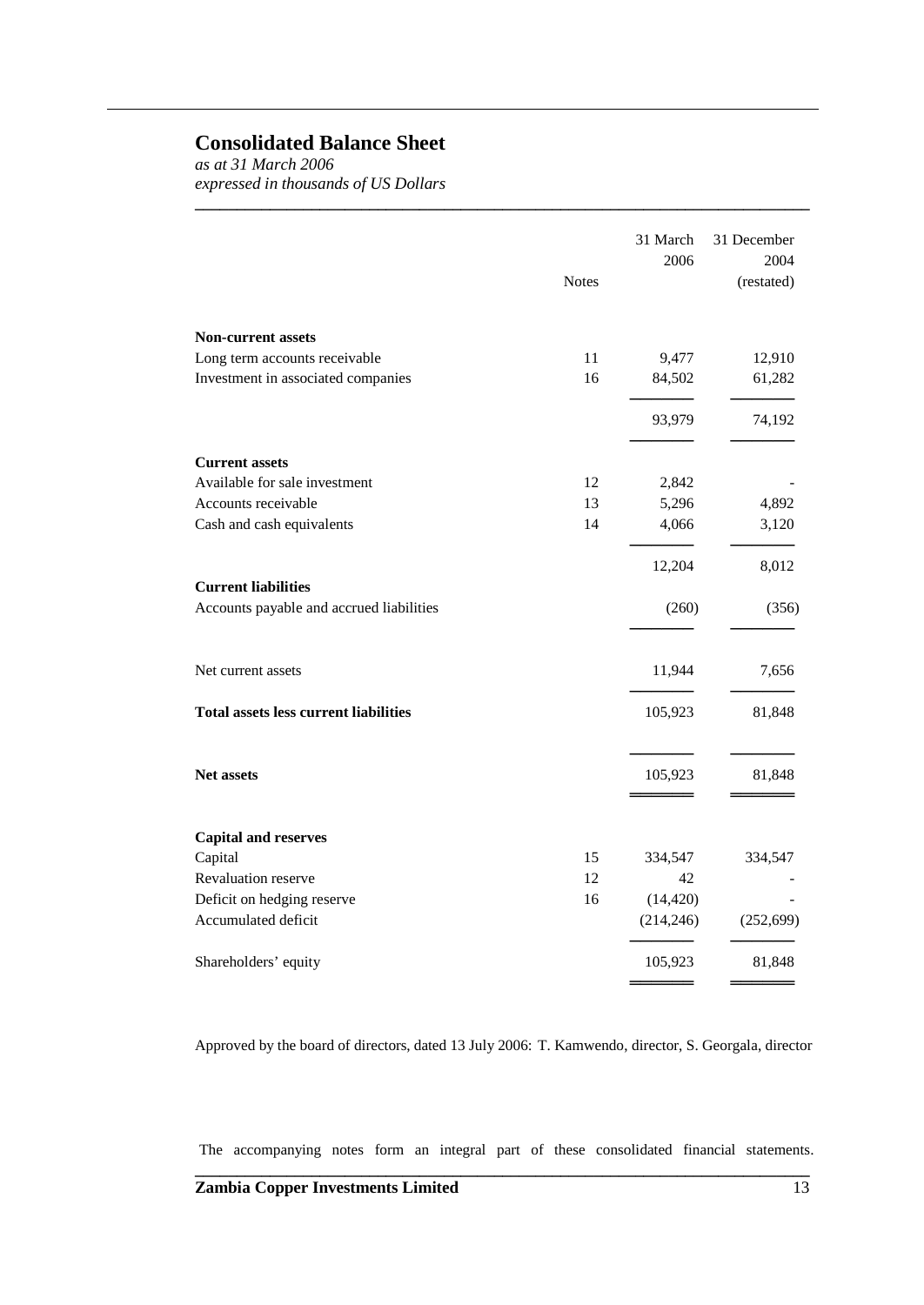# Consolidated Balance Sheet

*as at 31 March 2006*
*expressed in thousands of US Dollars*

| | Notes | 31 March 2006 | 31 December 2004 (restated) |
|---|---|---|---|
| **Non-current assets** | | | |
| Long term accounts receivable | 11 | 9,477 | 12,910 |
| Investment in associated companies | 16 | 84,502 | 61,282 |
| | | 93,979 | 74,192 |
| **Current assets** | | | |
| Available for sale investment | 12 | 2,842 | - |
| Accounts receivable | 13 | 5,296 | 4,892 |
| Cash and cash equivalents | 14 | 4,066 | 3,120 |
| | | 12,204 | 8,012 |
| **Current liabilities** | | | |
| Accounts payable and accrued liabilities | | (260) | (356) |
| Net current assets | | 11,944 | 7,656 |
| **Total assets less current liabilities** | | 105,923 | 81,848 |
| **Net assets** | | 105,923 | 81,848 |
| **Capital and reserves** | | | |
| Capital | 15 | 334,547 | 334,547 |
| Revaluation reserve | 12 | 42 | - |
| Deficit on hedging reserve | 16 | (14,420) | - |
| Accumulated deficit | | (214,246) | (252,699) |
| Shareholders' equity | | 105,923 | 81,848 |

Approved by the board of directors, dated 13 July 2006: T. Kamwendo, director, S. Georgala, director

The accompanying notes form an integral part of these consolidated financial statements.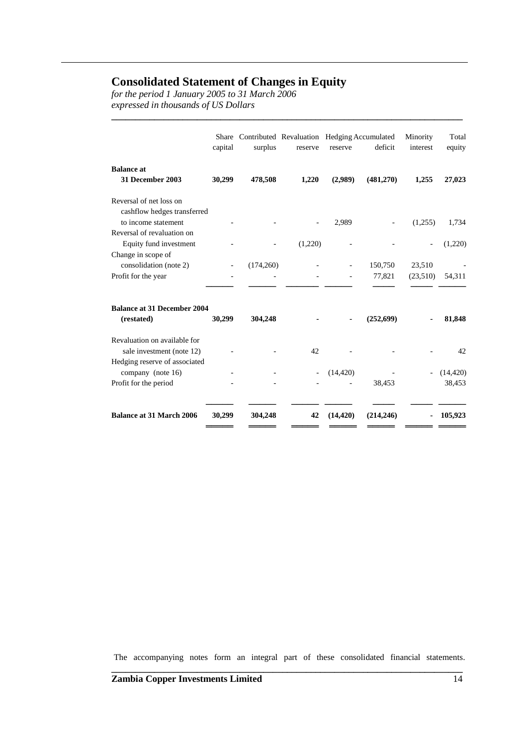# Consolidated Statement of Changes in Equity

*for the period 1 January 2005 to 31 March 2006*
*expressed in thousands of US Dollars*

| | Share capital | Contributed surplus | Revaluation reserve | Hedging reserve | Accumulated deficit | Minority interest | Total equity |
|---|---|---|---|---|---|---|---|
| **Balance at 31 December 2003** | **30,299** | **478,508** | **1,220** | **(2,989)** | **(481,270)** | **1,255** | **27,023** |
| Reversal of net loss on cashflow hedges transferred to income statement | - | - | - | 2,989 | - | (1,255) | 1,734 |
| Reversal of revaluation on Equity fund investment | - | - | (1,220) | - | - | - | (1,220) |
| Change in scope of consolidation (note 2) | - | (174,260) | - | - | 150,750 | 23,510 | - |
| Profit for the year | - | - | - | - | 77,821 | (23,510) | 54,311 |
| **Balance at 31 December 2004 (restated)** | **30,299** | **304,248** | **-** | **-** | **(252,699)** | **-** | **81,848** |
| Revaluation on available for sale investment (note 12) | - | - | 42 | - | - | - | 42 |
| Hedging reserve of associated company (note 16) | - | - | - | (14,420) | - | - | (14,420) |
| Profit for the period | - | - | - | - | 38,453 | | 38,453 |
| **Balance at 31 March 2006** | **30,299** | **304,248** | **42** | **(14,420)** | **(214,246)** | **-** | **105,923** |

The accompanying notes form an integral part of these consolidated financial statements.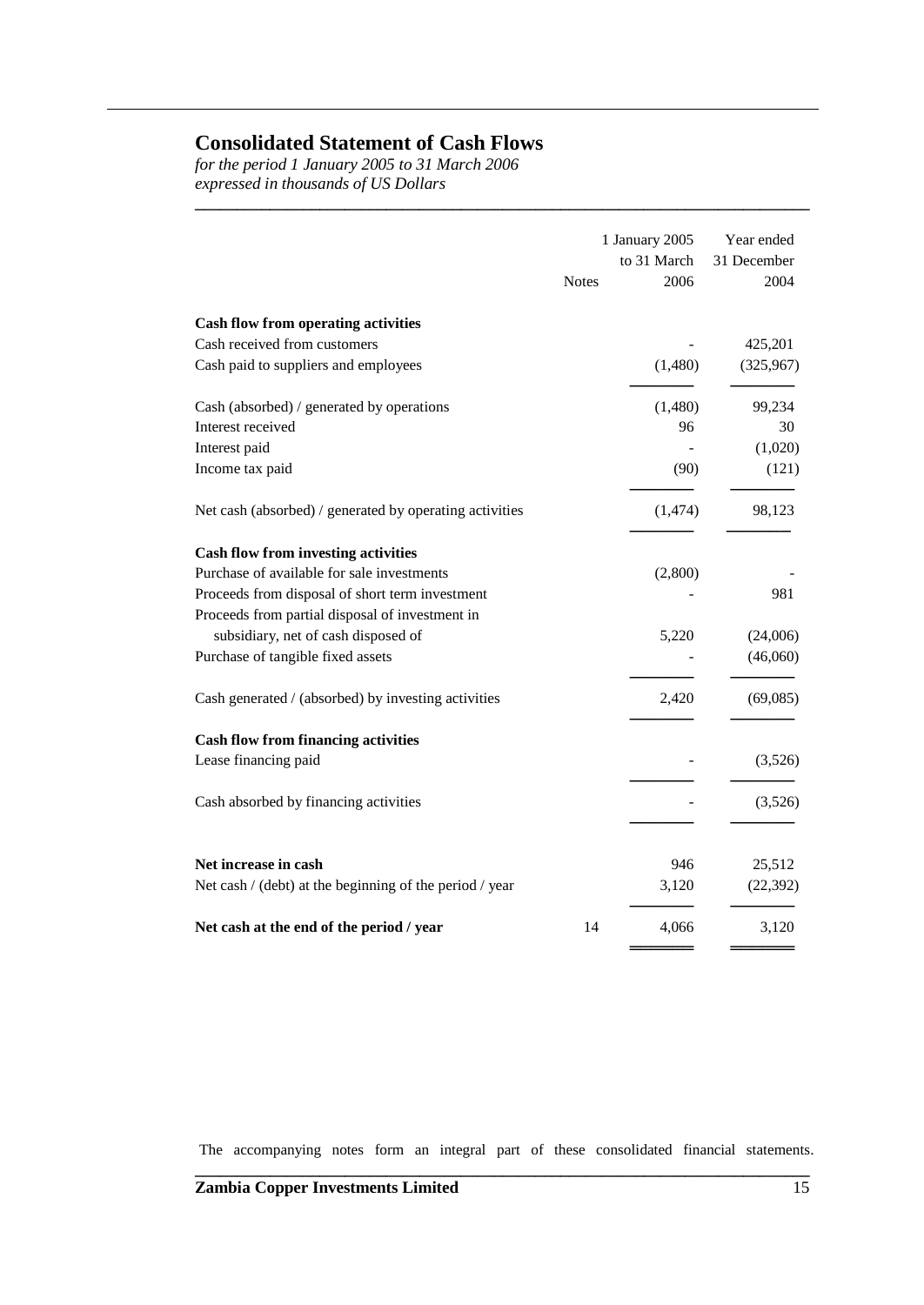# Consolidated Statement of Cash Flows

*for the period 1 January 2005 to 31 March 2006*
*expressed in thousands of US Dollars*

| | Notes | 1 January 2005 to 31 March 2006 | Year ended 31 December 2004 |
|---|---|---|---|
| **Cash flow from operating activities** | | | |
| Cash received from customers | | - | 425,201 |
| Cash paid to suppliers and employees | | (1,480) | (325,967) |
| Cash (absorbed) / generated by operations | | (1,480) | 99,234 |
| Interest received | | 96 | 30 |
| Interest paid | | - | (1,020) |
| Income tax paid | | (90) | (121) |
| Net cash (absorbed) / generated by operating activities | | (1,474) | 98,123 |
| **Cash flow from investing activities** | | | |
| Purchase of available for sale investments | | (2,800) | - |
| Proceeds from disposal of short term investment | | - | 981 |
| Proceeds from partial disposal of investment in subsidiary, net of cash disposed of | | 5,220 | (24,006) |
| Purchase of tangible fixed assets | | - | (46,060) |
| Cash generated / (absorbed) by investing activities | | 2,420 | (69,085) |
| **Cash flow from financing activities** | | | |
| Lease financing paid | | - | (3,526) |
| Cash absorbed by financing activities | | - | (3,526) |
| **Net increase in cash** | | 946 | 25,512 |
| Net cash / (debt) at the beginning of the period / year | | 3,120 | (22,392) |
| **Net cash at the end of the period / year** | 14 | 4,066 | 3,120 |

The accompanying notes form an integral part of these consolidated financial statements.

**Zambia Copper Investments Limited**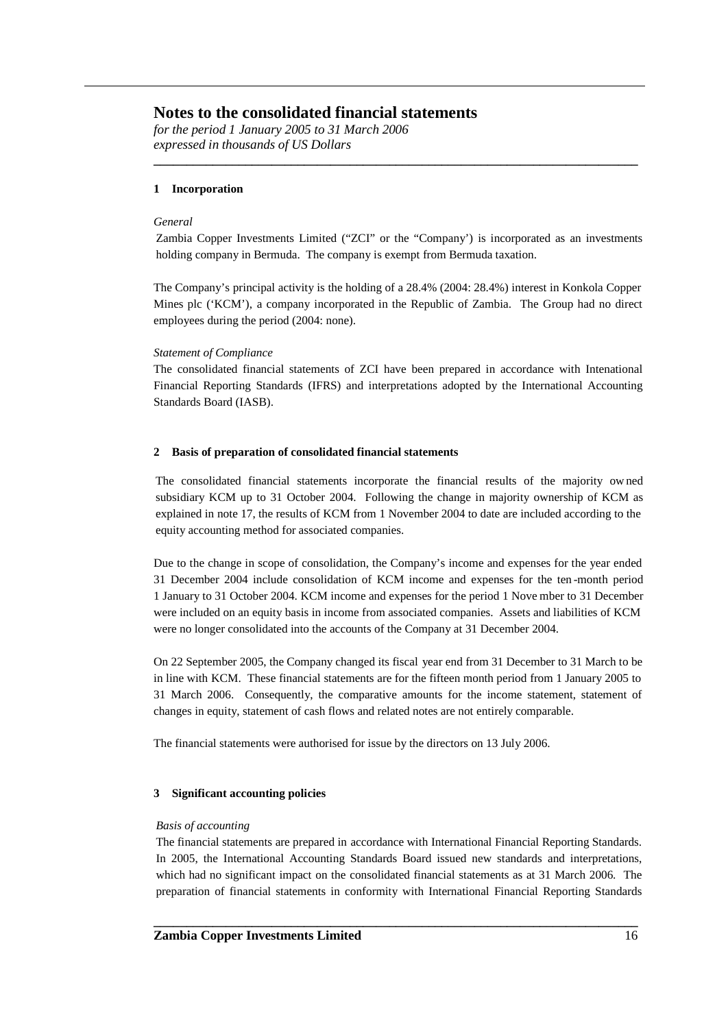# Notes to the consolidated financial statements

*for the period 1 January 2005 to 31 March 2006*
*expressed in thousands of US Dollars*

### 1 Incorporation

*General*

Zambia Copper Investments Limited ("ZCI" or the "Company') is incorporated as an investments holding company in Bermuda. The company is exempt from Bermuda taxation.

The Company's principal activity is the holding of a 28.4% (2004: 28.4%) interest in Konkola Copper Mines plc ('KCM'), a company incorporated in the Republic of Zambia. The Group had no direct employees during the period (2004: none).

*Statement of Compliance*

The consolidated financial statements of ZCI have been prepared in accordance with Intenational Financial Reporting Standards (IFRS) and interpretations adopted by the International Accounting Standards Board (IASB).

### 2 Basis of preparation of consolidated financial statements

The consolidated financial statements incorporate the financial results of the majority owned subsidiary KCM up to 31 October 2004. Following the change in majority ownership of KCM as explained in note 17, the results of KCM from 1 November 2004 to date are included according to the equity accounting method for associated companies.

Due to the change in scope of consolidation, the Company's income and expenses for the year ended 31 December 2004 include consolidation of KCM income and expenses for the ten-month period 1 January to 31 October 2004. KCM income and expenses for the period 1 November to 31 December were included on an equity basis in income from associated companies. Assets and liabilities of KCM were no longer consolidated into the accounts of the Company at 31 December 2004.

On 22 September 2005, the Company changed its fiscal year end from 31 December to 31 March to be in line with KCM. These financial statements are for the fifteen month period from 1 January 2005 to 31 March 2006. Consequently, the comparative amounts for the income statement, statement of changes in equity, statement of cash flows and related notes are not entirely comparable.

The financial statements were authorised for issue by the directors on 13 July 2006.

### 3 Significant accounting policies

*Basis of accounting*

The financial statements are prepared in accordance with International Financial Reporting Standards. In 2005, the International Accounting Standards Board issued new standards and interpretations, which had no significant impact on the consolidated financial statements as at 31 March 2006. The preparation of financial statements in conformity with International Financial Reporting Standards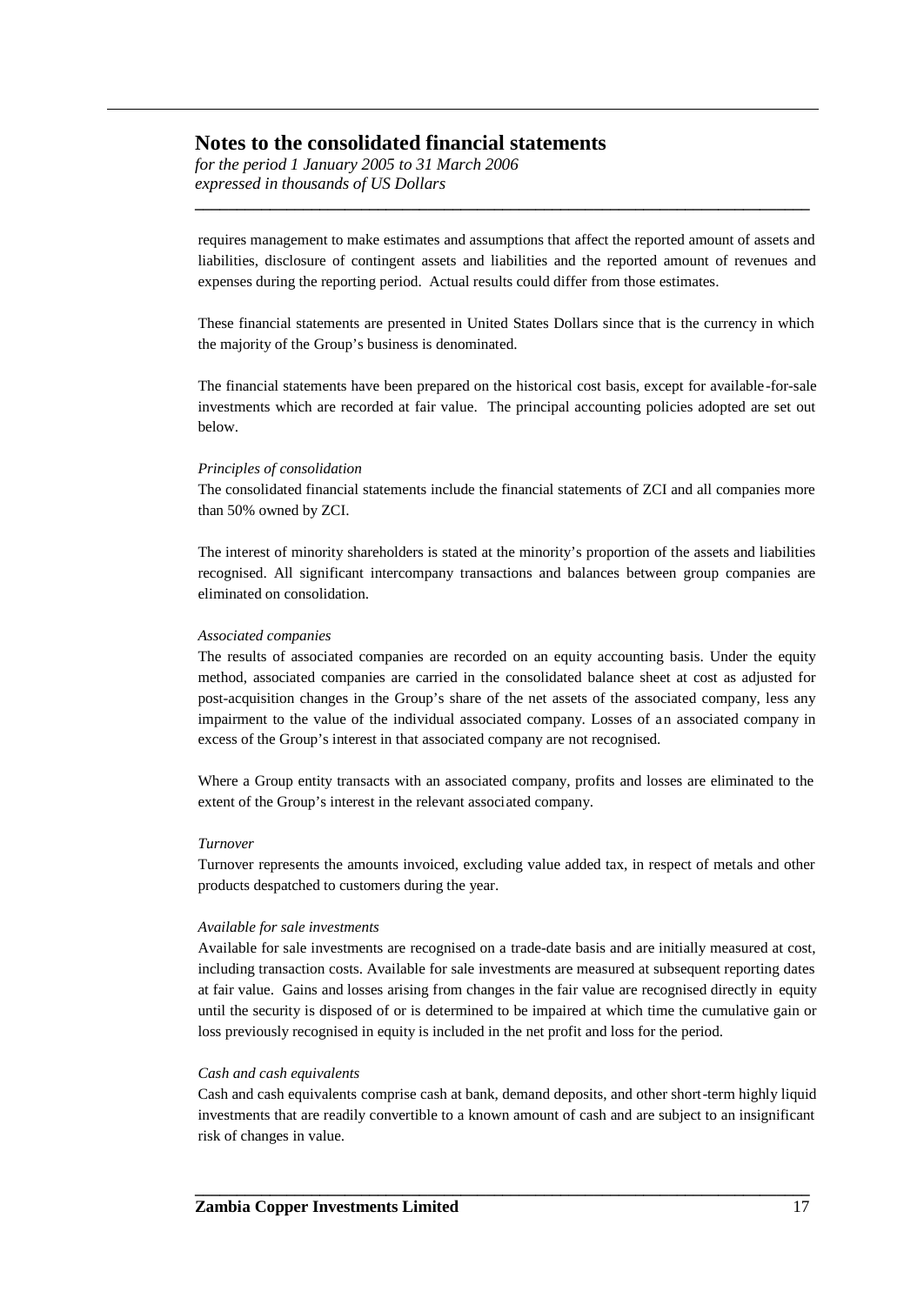requires management to make estimates and assumptions that affect the reported amount of assets and liabilities, disclosure of contingent assets and liabilities and the reported amount of revenues and expenses during the reporting period. Actual results could differ from those estimates.

These financial statements are presented in United States Dollars since that is the currency in which the majority of the Group's business is denominated.

The financial statements have been prepared on the historical cost basis, except for available-for-sale investments which are recorded at fair value. The principal accounting policies adopted are set out below.

*Principles of consolidation*

The consolidated financial statements include the financial statements of ZCI and all companies more than 50% owned by ZCI.

The interest of minority shareholders is stated at the minority's proportion of the assets and liabilities recognised. All significant intercompany transactions and balances between group companies are eliminated on consolidation.

*Associated companies*

The results of associated companies are recorded on an equity accounting basis. Under the equity method, associated companies are carried in the consolidated balance sheet at cost as adjusted for post-acquisition changes in the Group's share of the net assets of the associated company, less any impairment to the value of the individual associated company. Losses of an associated company in excess of the Group's interest in that associated company are not recognised.

Where a Group entity transacts with an associated company, profits and losses are eliminated to the extent of the Group's interest in the relevant associated company.

*Turnover*

Turnover represents the amounts invoiced, excluding value added tax, in respect of metals and other products despatched to customers during the year.

*Available for sale investments*

Available for sale investments are recognised on a trade-date basis and are initially measured at cost, including transaction costs. Available for sale investments are measured at subsequent reporting dates at fair value. Gains and losses arising from changes in the fair value are recognised directly in equity until the security is disposed of or is determined to be impaired at which time the cumulative gain or loss previously recognised in equity is included in the net profit and loss for the period.

*Cash and cash equivalents*

Cash and cash equivalents comprise cash at bank, demand deposits, and other short-term highly liquid investments that are readily convertible to a known amount of cash and are subject to an insignificant risk of changes in value.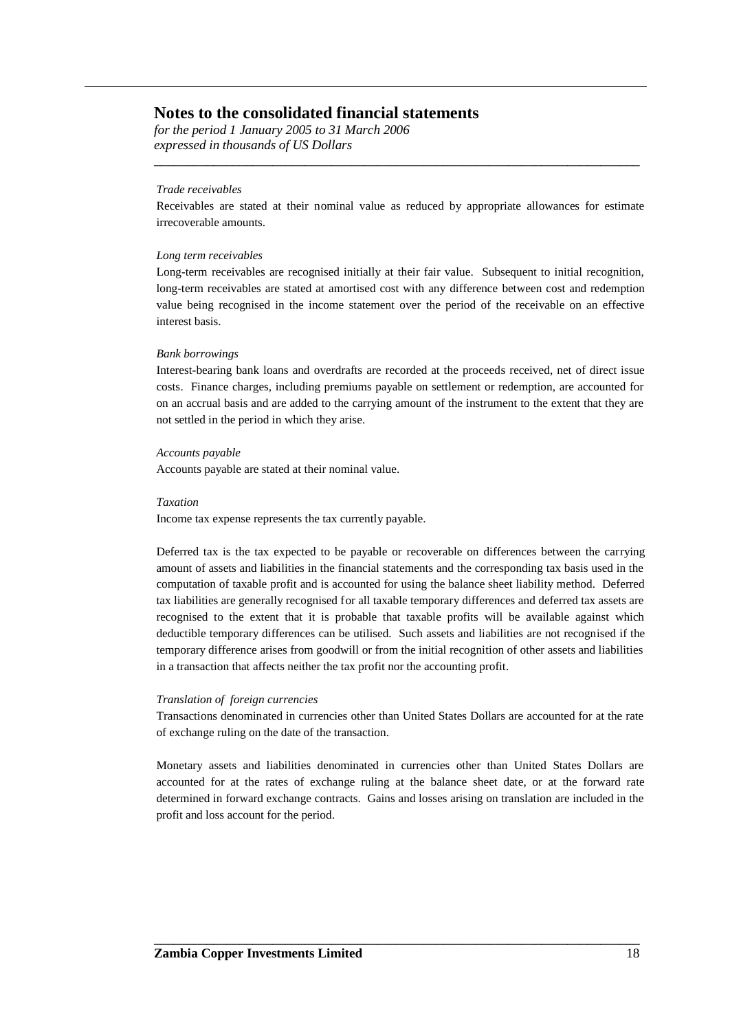# Notes to the consolidated financial statements

*for the period 1 January 2005 to 31 March 2006*
*expressed in thousands of US Dollars*

*Trade receivables*

Receivables are stated at their nominal value as reduced by appropriate allowances for estimate irrecoverable amounts.

*Long term receivables*

Long-term receivables are recognised initially at their fair value. Subsequent to initial recognition, long-term receivables are stated at amortised cost with any difference between cost and redemption value being recognised in the income statement over the period of the receivable on an effective interest basis.

*Bank borrowings*

Interest-bearing bank loans and overdrafts are recorded at the proceeds received, net of direct issue costs. Finance charges, including premiums payable on settlement or redemption, are accounted for on an accrual basis and are added to the carrying amount of the instrument to the extent that they are not settled in the period in which they arise.

*Accounts payable*

Accounts payable are stated at their nominal value.

*Taxation*

Income tax expense represents the tax currently payable.

Deferred tax is the tax expected to be payable or recoverable on differences between the carrying amount of assets and liabilities in the financial statements and the corresponding tax basis used in the computation of taxable profit and is accounted for using the balance sheet liability method. Deferred tax liabilities are generally recognised for all taxable temporary differences and deferred tax assets are recognised to the extent that it is probable that taxable profits will be available against which deductible temporary differences can be utilised. Such assets and liabilities are not recognised if the temporary difference arises from goodwill or from the initial recognition of other assets and liabilities in a transaction that affects neither the tax profit nor the accounting profit.

*Translation of foreign currencies*

Transactions denominated in currencies other than United States Dollars are accounted for at the rate of exchange ruling on the date of the transaction.

Monetary assets and liabilities denominated in currencies other than United States Dollars are accounted for at the rates of exchange ruling at the balance sheet date, or at the forward rate determined in forward exchange contracts. Gains and losses arising on translation are included in the profit and loss account for the period.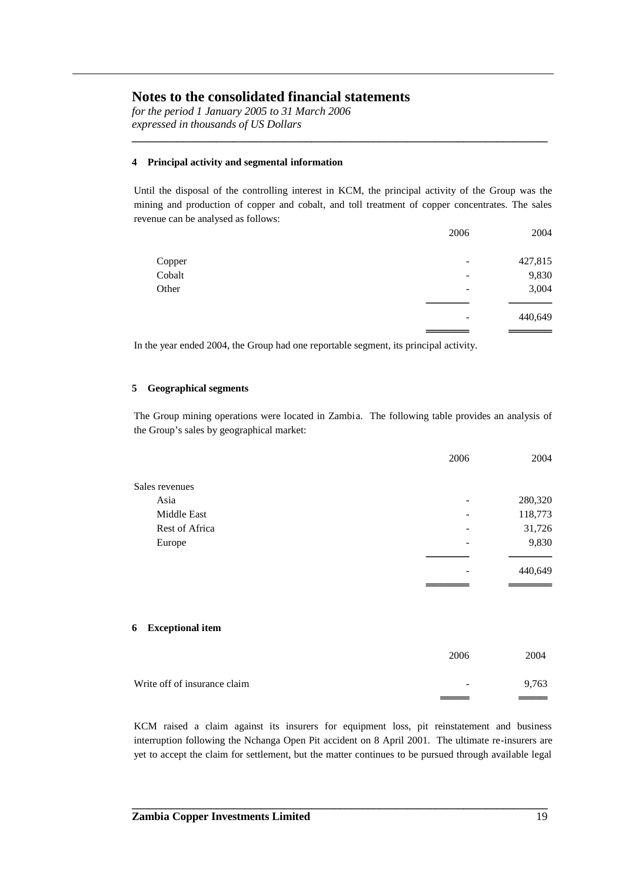# Notes to the consolidated financial statements

*for the period 1 January 2005 to 31 March 2006*
*expressed in thousands of US Dollars*

### 4 Principal activity and segmental information

Until the disposal of the controlling interest in KCM, the principal activity of the Group was the mining and production of copper and cobalt, and toll treatment of copper concentrates. The sales revenue can be analysed as follows:

| | 2006 | 2004 |
|---|---|---|
| Copper | - | 427,815 |
| Cobalt | - | 9,830 |
| Other | - | 3,004 |
| | - | 440,649 |

In the year ended 2004, the Group had one reportable segment, its principal activity.

### 5 Geographical segments

The Group mining operations were located in Zambia. The following table provides an analysis of the Group's sales by geographical market:

| | 2006 | 2004 |
|---|---|---|
| Sales revenues | | |
| Asia | - | 280,320 |
| Middle East | - | 118,773 |
| Rest of Africa | - | 31,726 |
| Europe | - | 9,830 |
| | - | 440,649 |

### 6 Exceptional item

| | 2006 | 2004 |
|---|---|---|
| Write off of insurance claim | - | 9,763 |

KCM raised a claim against its insurers for equipment loss, pit reinstatement and business interruption following the Nchanga Open Pit accident on 8 April 2001. The ultimate re-insurers are yet to accept the claim for settlement, but the matter continues to be pursued through available legal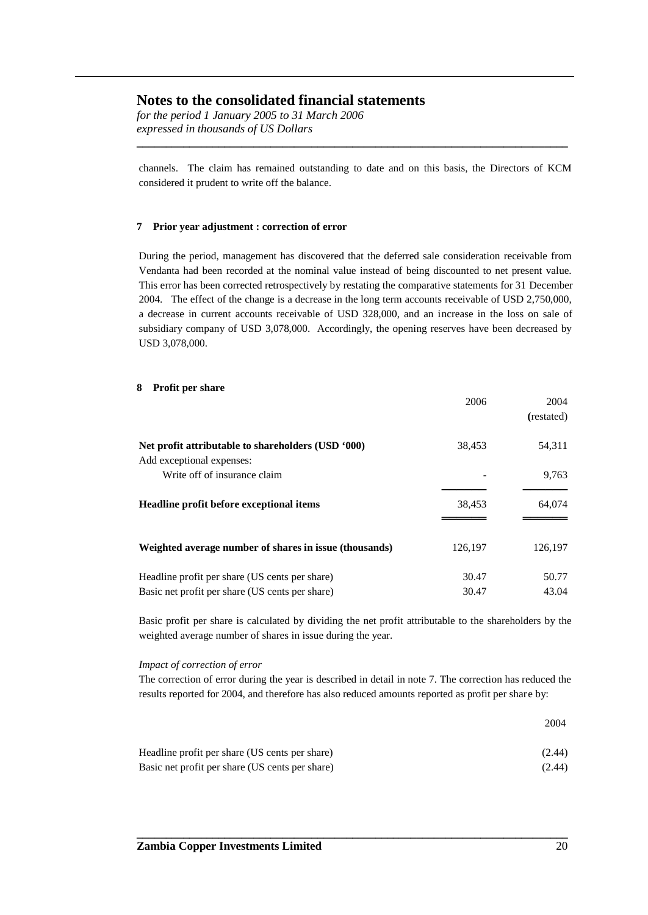channels. The claim has remained outstanding to date and on this basis, the Directors of KCM considered it prudent to write off the balance.

### 7 Prior year adjustment : correction of error

During the period, management has discovered that the deferred sale consideration receivable from Vendanta had been recorded at the nominal value instead of being discounted to net present value. This error has been corrected retrospectively by restating the comparative statements for 31 December 2004. The effect of the change is a decrease in the long term accounts receivable of USD 2,750,000, a decrease in current accounts receivable of USD 328,000, and an increase in the loss on sale of subsidiary company of USD 3,078,000. Accordingly, the opening reserves have been decreased by USD 3,078,000.

### 8 Profit per share

| | 2006 | 2004 (restated) |
|---|---|---|
| **Net profit attributable to shareholders (USD '000)** | 38,453 | 54,311 |
| Add exceptional expenses: | | |
| Write off of insurance claim | - | 9,763 |
| **Headline profit before exceptional items** | 38,453 | 64,074 |
| **Weighted average number of shares in issue (thousands)** | 126,197 | 126,197 |
| Headline profit per share (US cents per share) | 30.47 | 50.77 |
| Basic net profit per share (US cents per share) | 30.47 | 43.04 |

Basic profit per share is calculated by dividing the net profit attributable to the shareholders by the weighted average number of shares in issue during the year.

*Impact of correction of error*

The correction of error during the year is described in detail in note 7. The correction has reduced the results reported for 2004, and therefore has also reduced amounts reported as profit per share by:

| | 2004 |
|---|---|
| Headline profit per share (US cents per share) | (2.44) |
| Basic net profit per share (US cents per share) | (2.44) |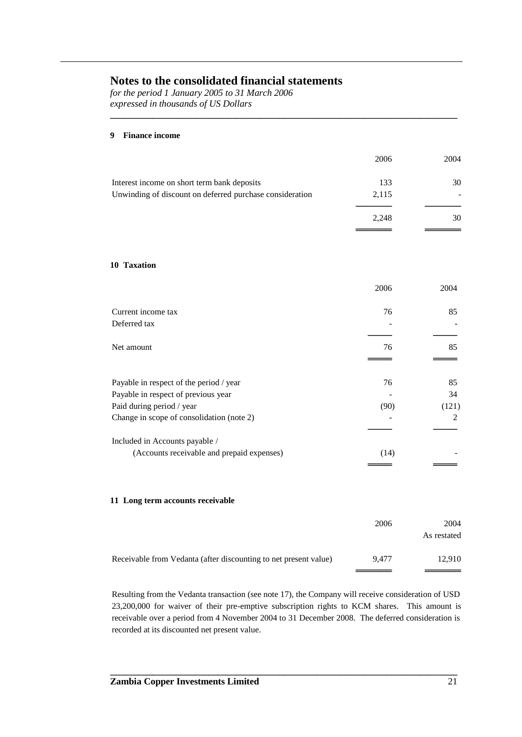# Notes to the consolidated financial statements

*for the period 1 January 2005 to 31 March 2006*
*expressed in thousands of US Dollars*

## 9 Finance income

| | 2006 | 2004 |
|---|---|---|
| Interest income on short term bank deposits | 133 | 30 |
| Unwinding of discount on deferred purchase consideration | 2,115 | - |
| | 2,248 | 30 |

## 10 Taxation

| | 2006 | 2004 |
|---|---|---|
| Current income tax | 76 | 85 |
| Deferred tax | - | - |
| Net amount | 76 | 85 |
| | | |
| Payable in respect of the period / year | 76 | 85 |
| Payable in respect of previous year | - | 34 |
| Paid during period / year | (90) | (121) |
| Change in scope of consolidation (note 2) | - | 2 |
| Included in Accounts payable / (Accounts receivable and prepaid expenses) | (14) | - |

## 11 Long term accounts receivable

| | 2006 | 2004 As restated |
|---|---|---|
| Receivable from Vedanta (after discounting to net present value) | 9,477 | 12,910 |

Resulting from the Vedanta transaction (see note 17), the Company will receive consideration of USD 23,200,000 for waiver of their pre-emptive subscription rights to KCM shares. This amount is receivable over a period from 4 November 2004 to 31 December 2008. The deferred consideration is recorded at its discounted net present value.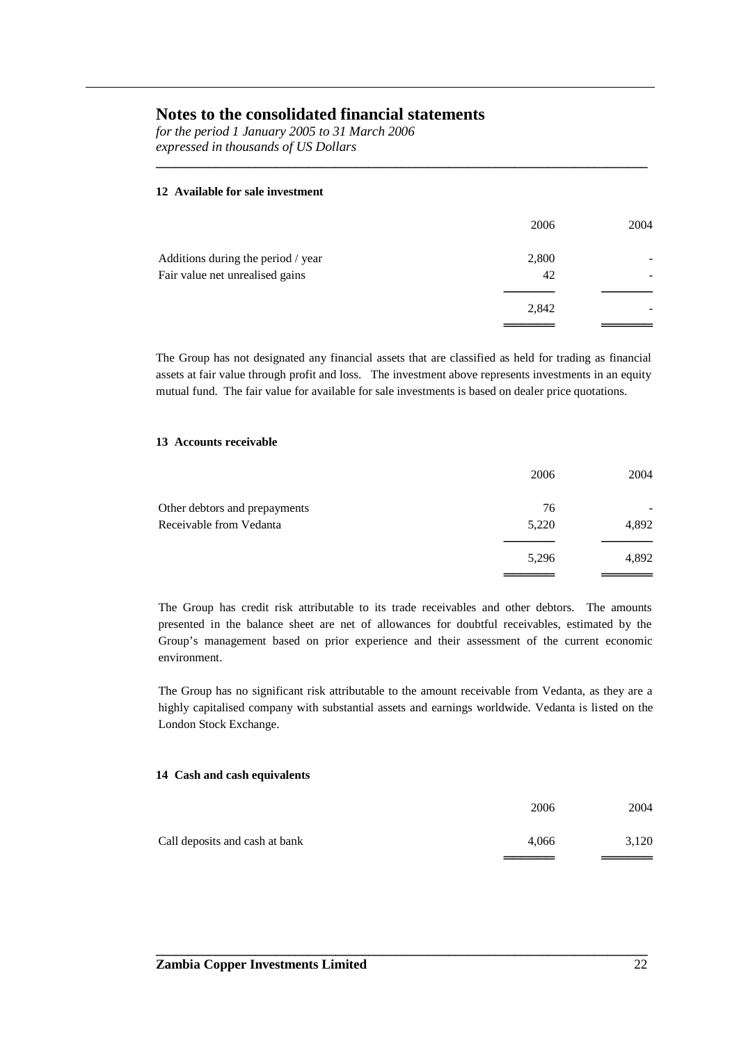# Notes to the consolidated financial statements

*for the period 1 January 2005 to 31 March 2006*
*expressed in thousands of US Dollars*

### 12 Available for sale investment

| | 2006 | 2004 |
|---|---|---|
| Additions during the period / year | 2,800 | - |
| Fair value net unrealised gains | 42 | - |
| | 2,842 | - |

The Group has not designated any financial assets that are classified as held for trading as financial assets at fair value through profit and loss. The investment above represents investments in an equity mutual fund. The fair value for available for sale investments is based on dealer price quotations.

### 13 Accounts receivable

| | 2006 | 2004 |
|---|---|---|
| Other debtors and prepayments | 76 | - |
| Receivable from Vedanta | 5,220 | 4,892 |
| | 5,296 | 4,892 |

The Group has credit risk attributable to its trade receivables and other debtors. The amounts presented in the balance sheet are net of allowances for doubtful receivables, estimated by the Group's management based on prior experience and their assessment of the current economic environment.

The Group has no significant risk attributable to the amount receivable from Vedanta, as they are a highly capitalised company with substantial assets and earnings worldwide. Vedanta is listed on the London Stock Exchange.

### 14 Cash and cash equivalents

| | 2006 | 2004 |
|---|---|---|
| Call deposits and cash at bank | 4,066 | 3,120 |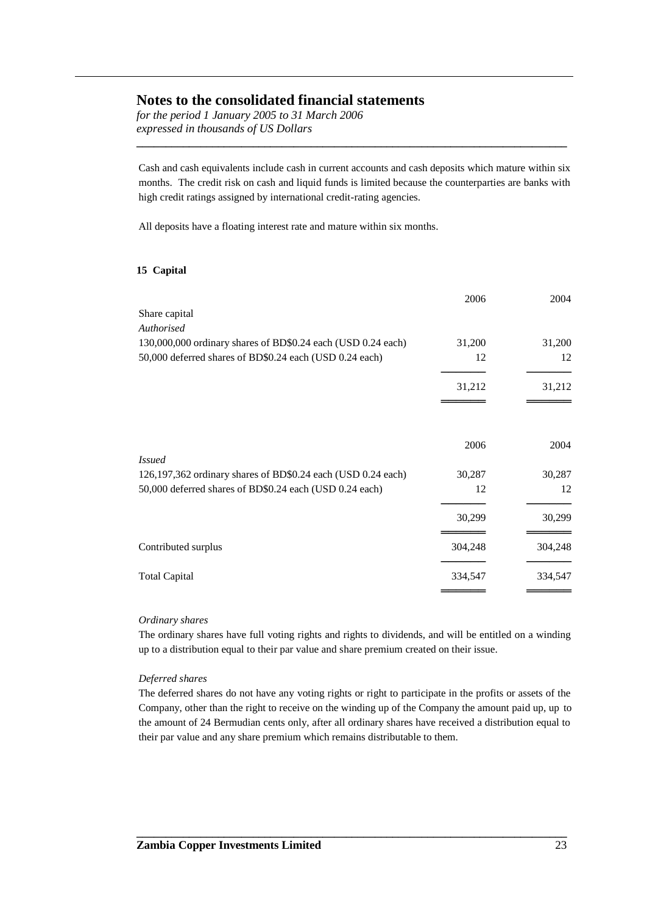# Notes to the consolidated financial statements

*for the period 1 January 2005 to 31 March 2006*
*expressed in thousands of US Dollars*

Cash and cash equivalents include cash in current accounts and cash deposits which mature within six months. The credit risk on cash and liquid funds is limited because the counterparties are banks with high credit ratings assigned by international credit-rating agencies.

All deposits have a floating interest rate and mature within six months.

**15 Capital**

| | 2006 | 2004 |
|---|---|---|
| Share capital | | |
| *Authorised* | | |
| 130,000,000 ordinary shares of BD$0.24 each (USD 0.24 each) | 31,200 | 31,200 |
| 50,000 deferred shares of BD$0.24 each (USD 0.24 each) | 12 | 12 |
| | 31,212 | 31,212 |

| | 2006 | 2004 |
|---|---|---|
| *Issued* | | |
| 126,197,362 ordinary shares of BD$0.24 each (USD 0.24 each) | 30,287 | 30,287 |
| 50,000 deferred shares of BD$0.24 each (USD 0.24 each) | 12 | 12 |
| | 30,299 | 30,299 |
| Contributed surplus | 304,248 | 304,248 |
| Total Capital | 334,547 | 334,547 |

*Ordinary shares*

The ordinary shares have full voting rights and rights to dividends, and will be entitled on a winding up to a distribution equal to their par value and share premium created on their issue.

*Deferred shares*

The deferred shares do not have any voting rights or right to participate in the profits or assets of the Company, other than the right to receive on the winding up of the Company the amount paid up, up to the amount of 24 Bermudian cents only, after all ordinary shares have received a distribution equal to their par value and any share premium which remains distributable to them.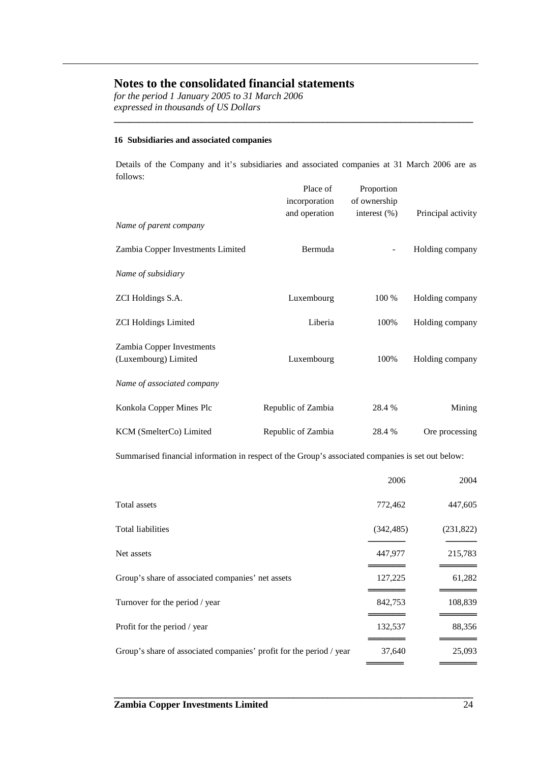# Notes to the consolidated financial statements

*for the period 1 January 2005 to 31 March 2006*
*expressed in thousands of US Dollars*

**16 Subsidiaries and associated companies**

Details of the Company and it's subsidiaries and associated companies at 31 March 2006 are as follows:

| | Place of incorporation and operation | Proportion of ownership interest (%) | Principal activity |
|---|---|---|---|
| *Name of parent company* | | | |
| Zambia Copper Investments Limited | Bermuda | - | Holding company |
| *Name of subsidiary* | | | |
| ZCI Holdings S.A. | Luxembourg | 100 % | Holding company |
| ZCI Holdings Limited | Liberia | 100% | Holding company |
| Zambia Copper Investments (Luxembourg) Limited | Luxembourg | 100% | Holding company |
| *Name of associated company* | | | |
| Konkola Copper Mines Plc | Republic of Zambia | 28.4 % | Mining |
| KCM (SmelterCo) Limited | Republic of Zambia | 28.4 % | Ore processing |

Summarised financial information in respect of the Group's associated companies is set out below:

| | 2006 | 2004 |
|---|---|---|
| Total assets | 772,462 | 447,605 |
| Total liabilities | (342,485) | (231,822) |
| Net assets | 447,977 | 215,783 |
| Group's share of associated companies' net assets | 127,225 | 61,282 |
| Turnover for the period / year | 842,753 | 108,839 |
| Profit for the period / year | 132,537 | 88,356 |
| Group's share of associated companies' profit for the period / year | 37,640 | 25,093 |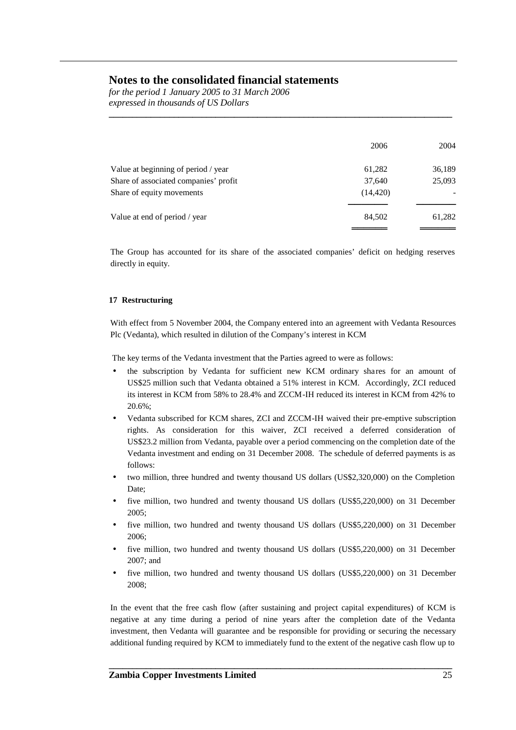# Notes to the consolidated financial statements

*for the period 1 January 2005 to 31 March 2006*
*expressed in thousands of US Dollars*

| | 2006 | 2004 |
|---|---|---|
| Value at beginning of period / year | 61,282 | 36,189 |
| Share of associated companies' profit | 37,640 | 25,093 |
| Share of equity movements | (14,420) | - |
| Value at end of period / year | 84,502 | 61,282 |

The Group has accounted for its share of the associated companies' deficit on hedging reserves directly in equity.

**17 Restructuring**

With effect from 5 November 2004, the Company entered into an agreement with Vedanta Resources Plc (Vedanta), which resulted in dilution of the Company's interest in KCM

The key terms of the Vedanta investment that the Parties agreed to were as follows:

- the subscription by Vedanta for sufficient new KCM ordinary shares for an amount of US$25 million such that Vedanta obtained a 51% interest in KCM. Accordingly, ZCI reduced its interest in KCM from 58% to 28.4% and ZCCM-IH reduced its interest in KCM from 42% to 20.6%;
- Vedanta subscribed for KCM shares, ZCI and ZCCM-IH waived their pre-emptive subscription rights. As consideration for this waiver, ZCI received a deferred consideration of US$23.2 million from Vedanta, payable over a period commencing on the completion date of the Vedanta investment and ending on 31 December 2008. The schedule of deferred payments is as follows:
- two million, three hundred and twenty thousand US dollars (US$2,320,000) on the Completion Date;
- five million, two hundred and twenty thousand US dollars (US$5,220,000) on 31 December 2005;
- five million, two hundred and twenty thousand US dollars (US$5,220,000) on 31 December 2006;
- five million, two hundred and twenty thousand US dollars (US$5,220,000) on 31 December 2007; and
- five million, two hundred and twenty thousand US dollars (US$5,220,000) on 31 December 2008;

In the event that the free cash flow (after sustaining and project capital expenditures) of KCM is negative at any time during a period of nine years after the completion date of the Vedanta investment, then Vedanta will guarantee and be responsible for providing or securing the necessary additional funding required by KCM to immediately fund to the extent of the negative cash flow up to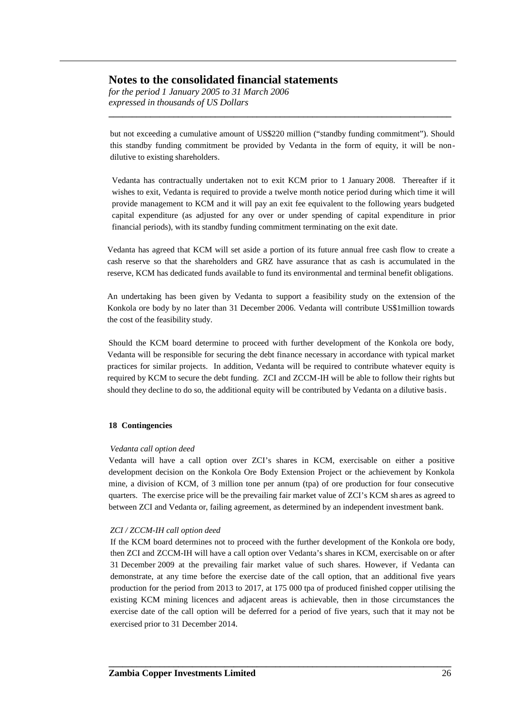but not exceeding a cumulative amount of US$220 million ("standby funding commitment"). Should this standby funding commitment be provided by Vedanta in the form of equity, it will be non-dilutive to existing shareholders.

Vedanta has contractually undertaken not to exit KCM prior to 1 January 2008. Thereafter if it wishes to exit, Vedanta is required to provide a twelve month notice period during which time it will provide management to KCM and it will pay an exit fee equivalent to the following years budgeted capital expenditure (as adjusted for any over or under spending of capital expenditure in prior financial periods), with its standby funding commitment terminating on the exit date.

Vedanta has agreed that KCM will set aside a portion of its future annual free cash flow to create a cash reserve so that the shareholders and GRZ have assurance that as cash is accumulated in the reserve, KCM has dedicated funds available to fund its environmental and terminal benefit obligations.

An undertaking has been given by Vedanta to support a feasibility study on the extension of the Konkola ore body by no later than 31 December 2006. Vedanta will contribute US$1million towards the cost of the feasibility study.

Should the KCM board determine to proceed with further development of the Konkola ore body, Vedanta will be responsible for securing the debt finance necessary in accordance with typical market practices for similar projects. In addition, Vedanta will be required to contribute whatever equity is required by KCM to secure the debt funding. ZCI and ZCCM-IH will be able to follow their rights but should they decline to do so, the additional equity will be contributed by Vedanta on a dilutive basis.

**18 Contingencies**

*Vedanta call option deed*

Vedanta will have a call option over ZCI's shares in KCM, exercisable on either a positive development decision on the Konkola Ore Body Extension Project or the achievement by Konkola mine, a division of KCM, of 3 million tone per annum (tpa) of ore production for four consecutive quarters. The exercise price will be the prevailing fair market value of ZCI's KCM shares as agreed to between ZCI and Vedanta or, failing agreement, as determined by an independent investment bank.

*ZCI / ZCCM-IH call option deed*

If the KCM board determines not to proceed with the further development of the Konkola ore body, then ZCI and ZCCM-IH will have a call option over Vedanta's shares in KCM, exercisable on or after 31 December 2009 at the prevailing fair market value of such shares. However, if Vedanta can demonstrate, at any time before the exercise date of the call option, that an additional five years production for the period from 2013 to 2017, at 175 000 tpa of produced finished copper utilising the existing KCM mining licences and adjacent areas is achievable, then in those circumstances the exercise date of the call option will be deferred for a period of five years, such that it may not be exercised prior to 31 December 2014.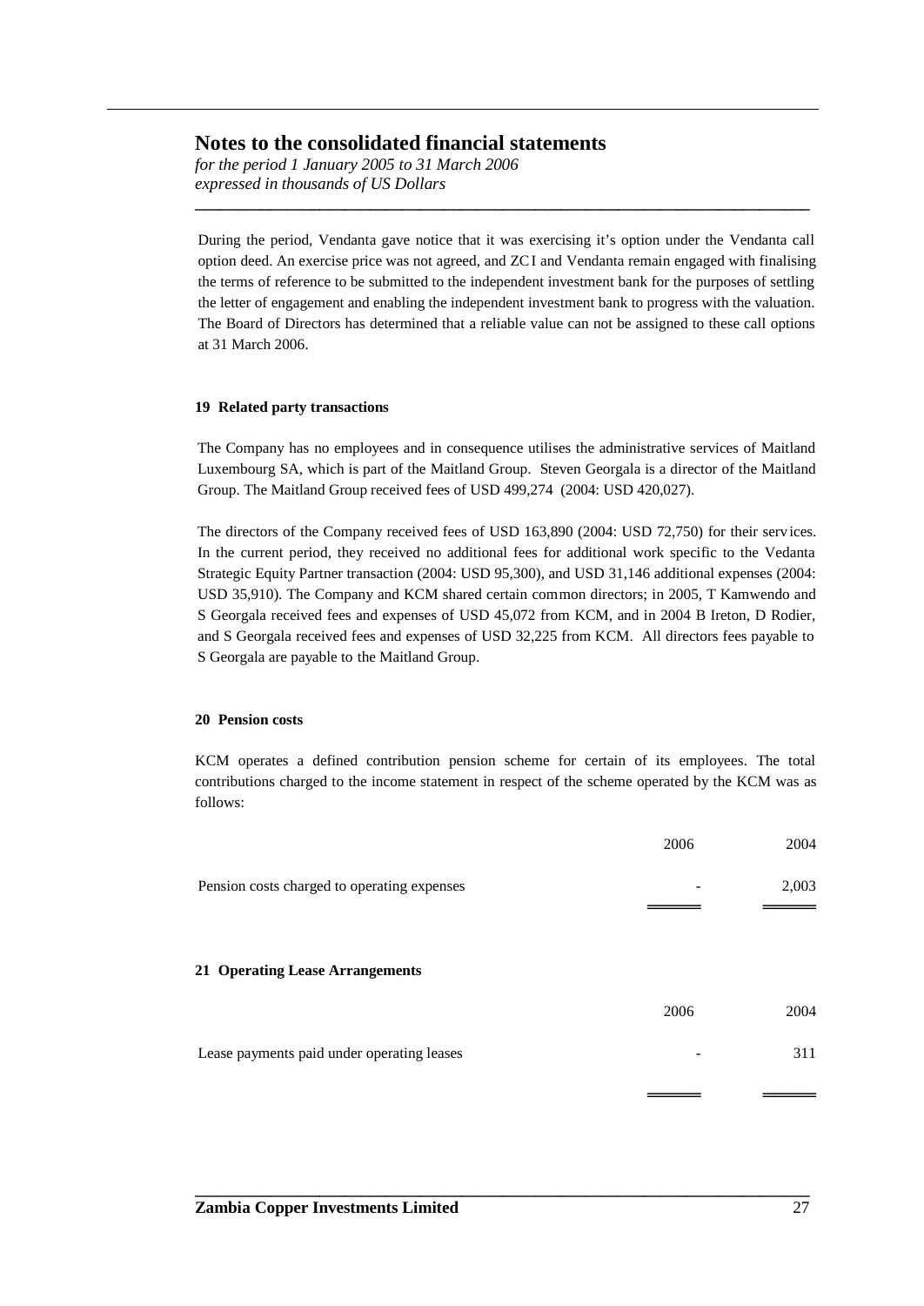During the period, Vendanta gave notice that it was exercising it's option under the Vendanta call option deed. An exercise price was not agreed, and ZCI and Vendanta remain engaged with finalising the terms of reference to be submitted to the independent investment bank for the purposes of settling the letter of engagement and enabling the independent investment bank to progress with the valuation. The Board of Directors has determined that a reliable value can not be assigned to these call options at 31 March 2006.

**19 Related party transactions**

The Company has no employees and in consequence utilises the administrative services of Maitland Luxembourg SA, which is part of the Maitland Group. Steven Georgala is a director of the Maitland Group. The Maitland Group received fees of USD 499,274 (2004: USD 420,027).

The directors of the Company received fees of USD 163,890 (2004: USD 72,750) for their services. In the current period, they received no additional fees for additional work specific to the Vedanta Strategic Equity Partner transaction (2004: USD 95,300), and USD 31,146 additional expenses (2004: USD 35,910). The Company and KCM shared certain common directors; in 2005, T Kamwendo and S Georgala received fees and expenses of USD 45,072 from KCM, and in 2004 B Ireton, D Rodier, and S Georgala received fees and expenses of USD 32,225 from KCM. All directors fees payable to S Georgala are payable to the Maitland Group.

**20 Pension costs**

KCM operates a defined contribution pension scheme for certain of its employees. The total contributions charged to the income statement in respect of the scheme operated by the KCM was as follows:

| | 2006 | 2004 |
|---|---|---|
| Pension costs charged to operating expenses | - | 2,003 |

**21 Operating Lease Arrangements**

| | 2006 | 2004 |
|---|---|---|
| Lease payments paid under operating leases | - | 311 |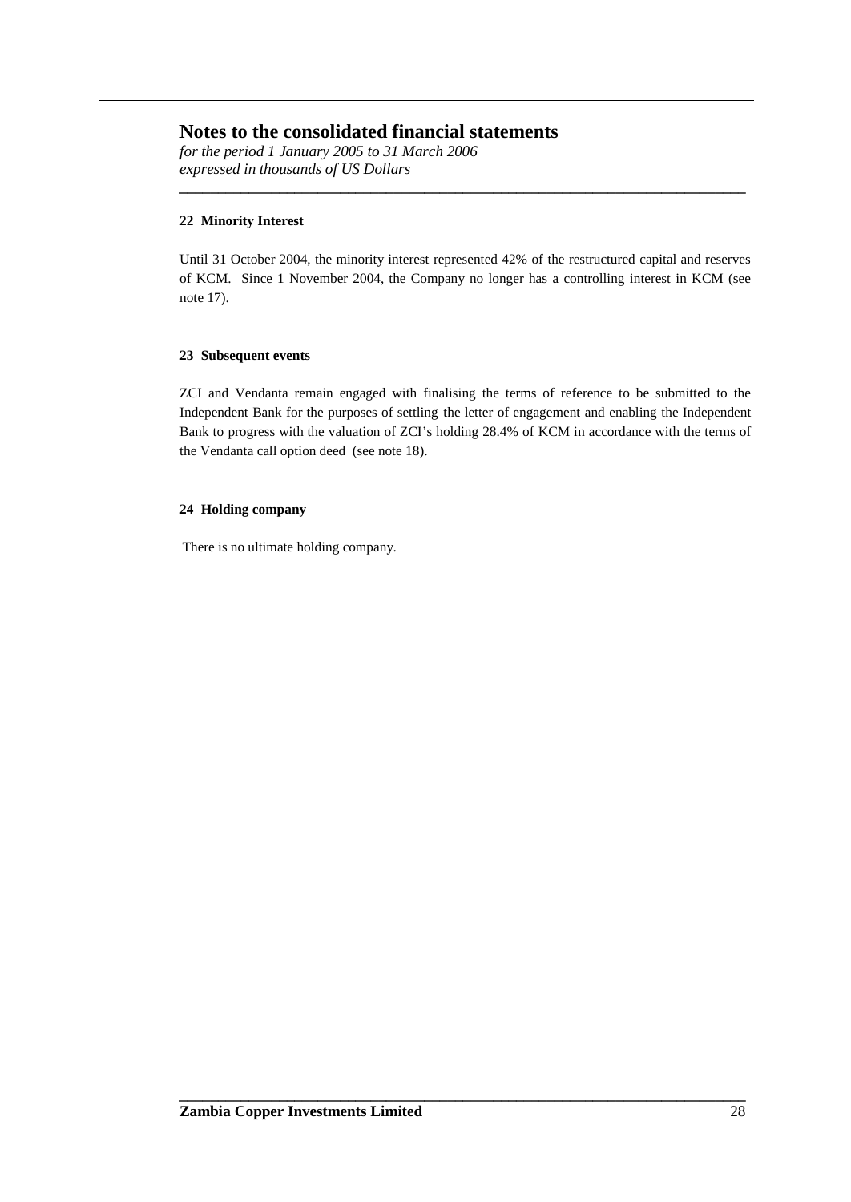## 22 Minority Interest

Until 31 October 2004, the minority interest represented 42% of the restructured capital and reserves of KCM. Since 1 November 2004, the Company no longer has a controlling interest in KCM (see note 17).

## 23 Subsequent events

ZCI and Vendanta remain engaged with finalising the terms of reference to be submitted to the Independent Bank for the purposes of settling the letter of engagement and enabling the Independent Bank to progress with the valuation of ZCI's holding 28.4% of KCM in accordance with the terms of the Vendanta call option deed (see note 18).

## 24 Holding company

There is no ultimate holding company.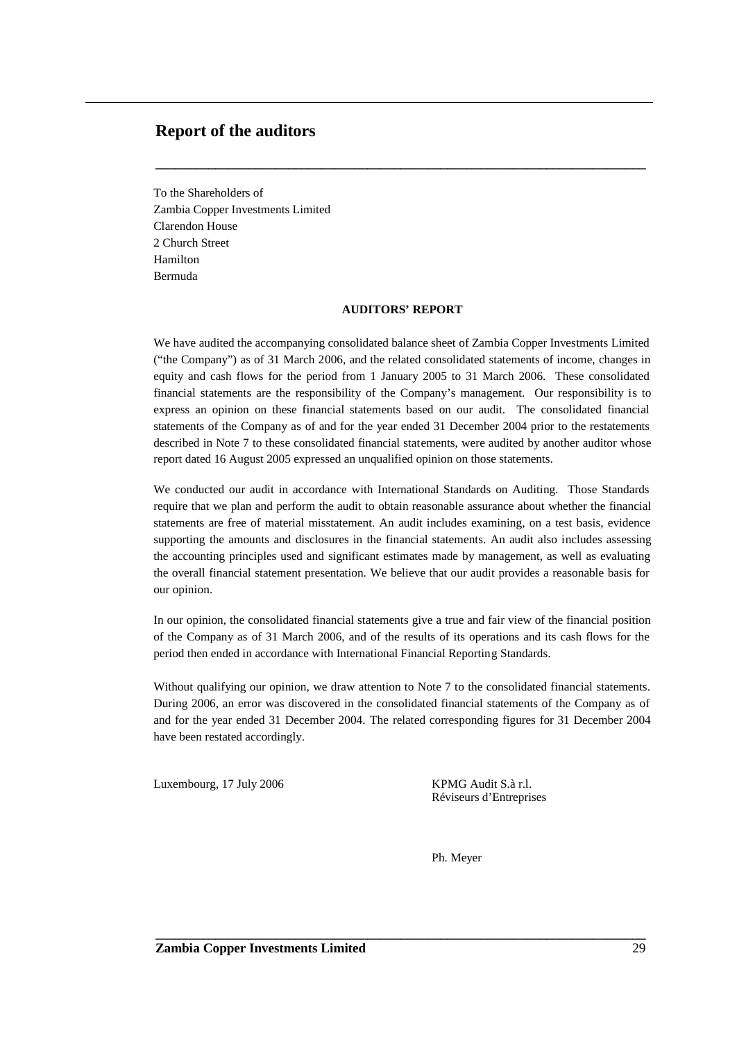# Report of the auditors

To the Shareholders of
Zambia Copper Investments Limited
Clarendon House
2 Church Street
Hamilton
Bermuda

**AUDITORS' REPORT**

We have audited the accompanying consolidated balance sheet of Zambia Copper Investments Limited ("the Company") as of 31 March 2006, and the related consolidated statements of income, changes in equity and cash flows for the period from 1 January 2005 to 31 March 2006. These consolidated financial statements are the responsibility of the Company's management. Our responsibility is to express an opinion on these financial statements based on our audit. The consolidated financial statements of the Company as of and for the year ended 31 December 2004 prior to the restatements described in Note 7 to these consolidated financial statements, were audited by another auditor whose report dated 16 August 2005 expressed an unqualified opinion on those statements.

We conducted our audit in accordance with International Standards on Auditing. Those Standards require that we plan and perform the audit to obtain reasonable assurance about whether the financial statements are free of material misstatement. An audit includes examining, on a test basis, evidence supporting the amounts and disclosures in the financial statements. An audit also includes assessing the accounting principles used and significant estimates made by management, as well as evaluating the overall financial statement presentation. We believe that our audit provides a reasonable basis for our opinion.

In our opinion, the consolidated financial statements give a true and fair view of the financial position of the Company as of 31 March 2006, and of the results of its operations and its cash flows for the period then ended in accordance with International Financial Reporting Standards.

Without qualifying our opinion, we draw attention to Note 7 to the consolidated financial statements. During 2006, an error was discovered in the consolidated financial statements of the Company as of and for the year ended 31 December 2004. The related corresponding figures for 31 December 2004 have been restated accordingly.

Luxembourg, 17 July 2006

KPMG Audit S.à r.l.
Réviseurs d'Entreprises

Ph. Meyer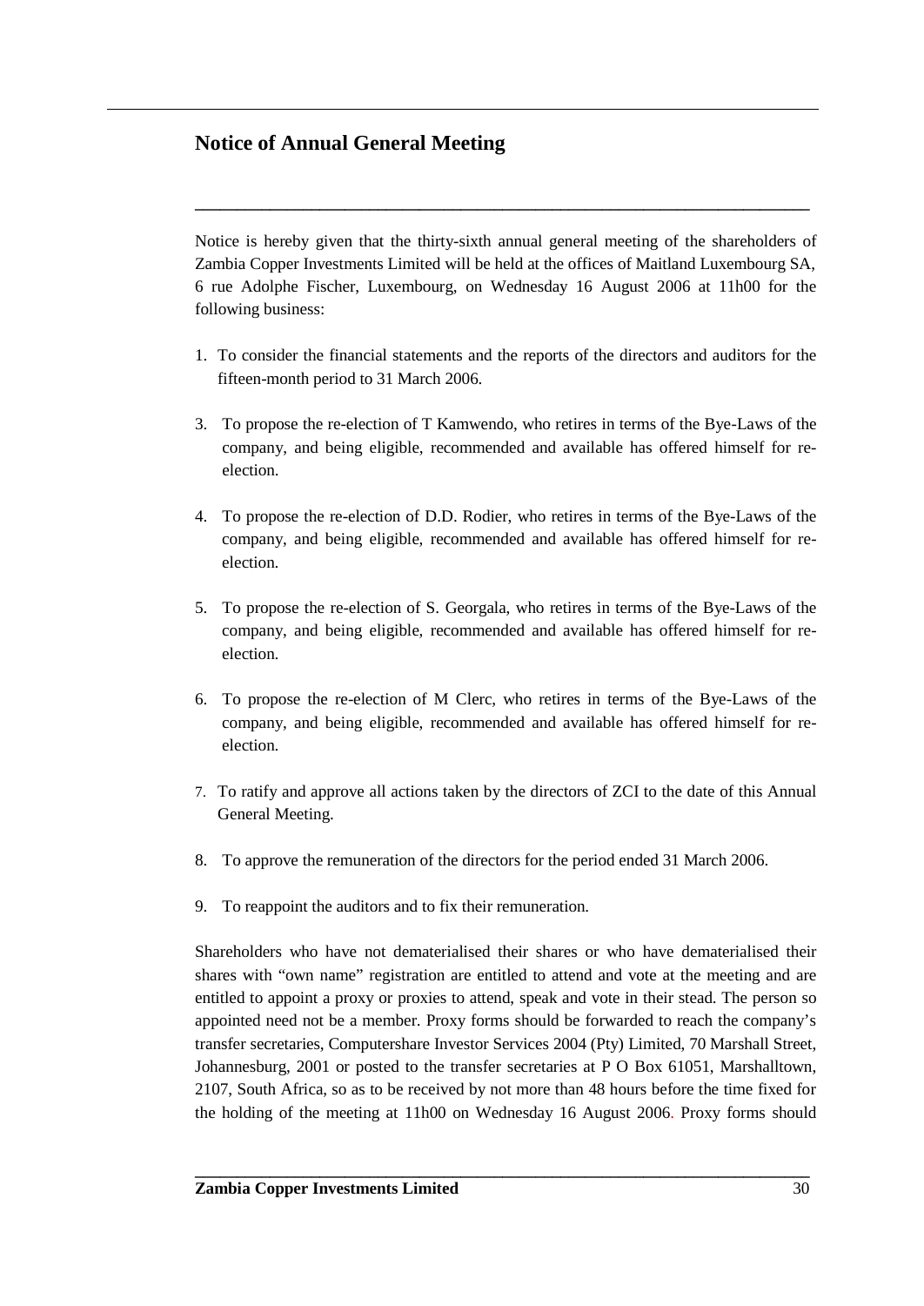## Notice of Annual General Meeting

Notice is hereby given that the thirty-sixth annual general meeting of the shareholders of Zambia Copper Investments Limited will be held at the offices of Maitland Luxembourg SA, 6 rue Adolphe Fischer, Luxembourg, on Wednesday 16 August 2006 at 11h00 for the following business:

1. To consider the financial statements and the reports of the directors and auditors for the fifteen-month period to 31 March 2006.

3. To propose the re-election of T Kamwendo, who retires in terms of the Bye-Laws of the company, and being eligible, recommended and available has offered himself for re-election.

4. To propose the re-election of D.D. Rodier, who retires in terms of the Bye-Laws of the company, and being eligible, recommended and available has offered himself for re-election.

5. To propose the re-election of S. Georgala, who retires in terms of the Bye-Laws of the company, and being eligible, recommended and available has offered himself for re-election.

6. To propose the re-election of M Clerc, who retires in terms of the Bye-Laws of the company, and being eligible, recommended and available has offered himself for re-election.

7. To ratify and approve all actions taken by the directors of ZCI to the date of this Annual General Meeting.

8. To approve the remuneration of the directors for the period ended 31 March 2006.

9. To reappoint the auditors and to fix their remuneration.

Shareholders who have not dematerialised their shares or who have dematerialised their shares with "own name" registration are entitled to attend and vote at the meeting and are entitled to appoint a proxy or proxies to attend, speak and vote in their stead. The person so appointed need not be a member. Proxy forms should be forwarded to reach the company's transfer secretaries, Computershare Investor Services 2004 (Pty) Limited, 70 Marshall Street, Johannesburg, 2001 or posted to the transfer secretaries at P O Box 61051, Marshalltown, 2107, South Africa, so as to be received by not more than 48 hours before the time fixed for the holding of the meeting at 11h00 on Wednesday 16 August 2006. Proxy forms should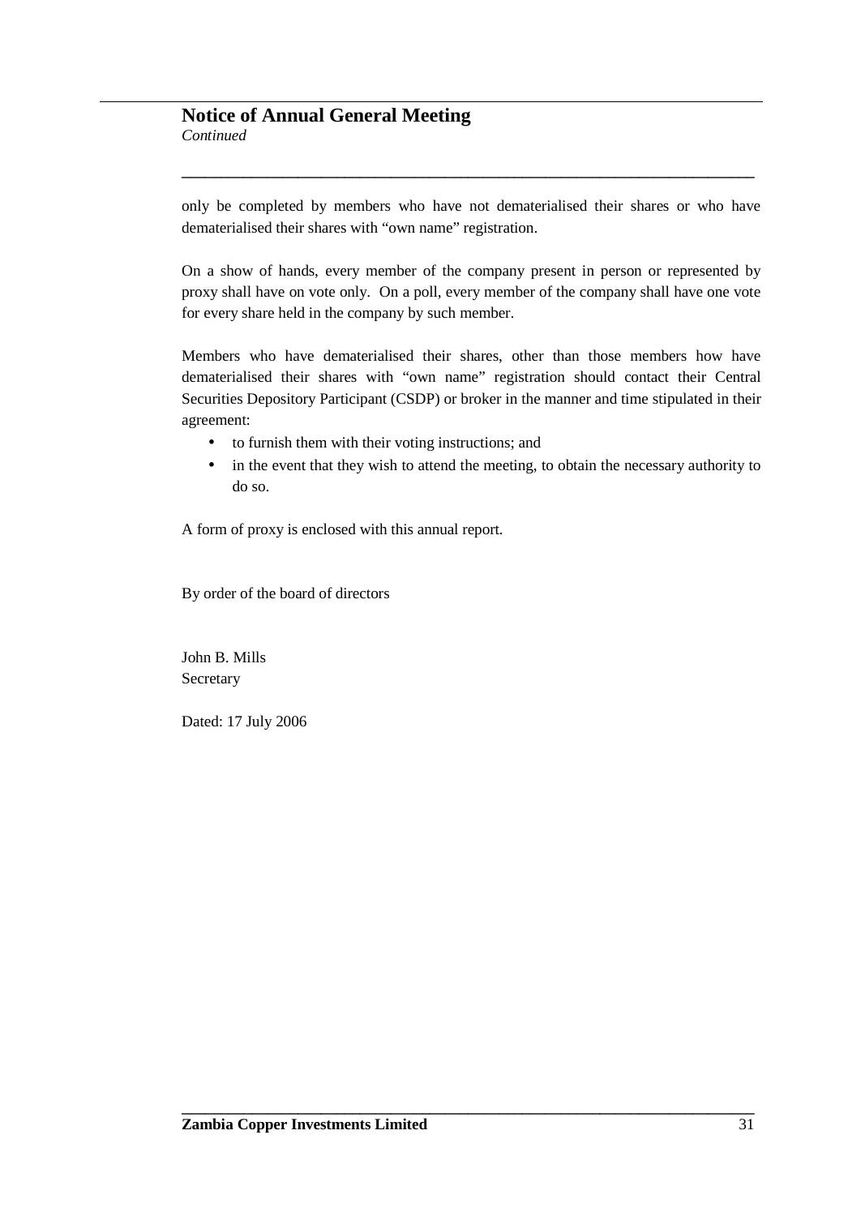## Notice of Annual General Meeting

*Continued*

only be completed by members who have not dematerialised their shares or who have dematerialised their shares with "own name" registration.

On a show of hands, every member of the company present in person or represented by proxy shall have on vote only. On a poll, every member of the company shall have one vote for every share held in the company by such member.

Members who have dematerialised their shares, other than those members how have dematerialised their shares with "own name" registration should contact their Central Securities Depository Participant (CSDP) or broker in the manner and time stipulated in their agreement:

- to furnish them with their voting instructions; and
- in the event that they wish to attend the meeting, to obtain the necessary authority to do so.

A form of proxy is enclosed with this annual report.

By order of the board of directors

John B. Mills
Secretary

Dated: 17 July 2006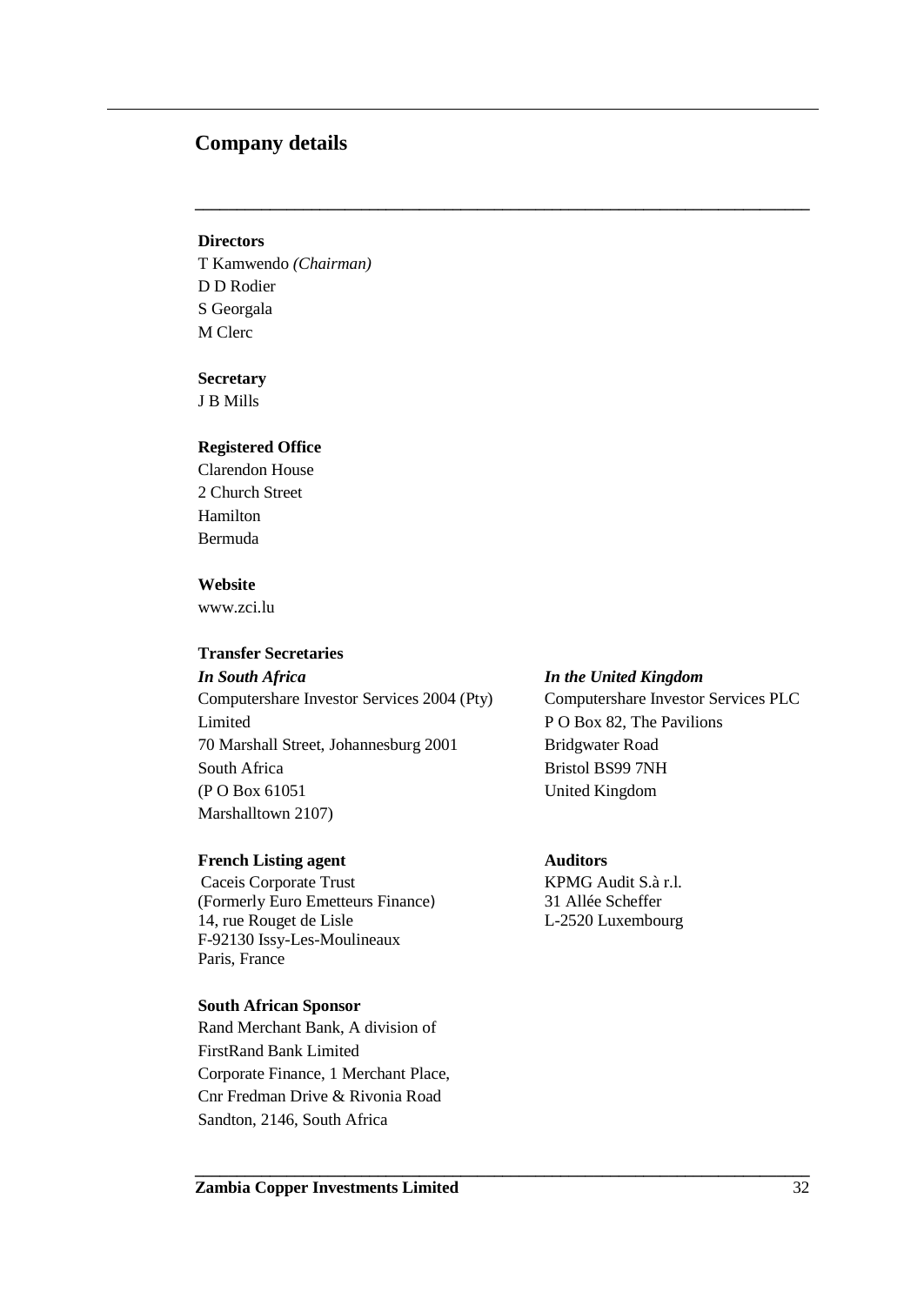## Company details

**Directors**

T Kamwendo *(Chairman)*
D D Rodier
S Georgala
M Clerc

**Secretary**

J B Mills

**Registered Office**

Clarendon House
2 Church Street
Hamilton
Bermuda

**Website**

www.zci.lu

**Transfer Secretaries**

***In South Africa***

Computershare Investor Services 2004 (Pty) Limited
70 Marshall Street, Johannesburg 2001
South Africa
(P O Box 61051
Marshalltown 2107)

***In the United Kingdom***

Computershare Investor Services PLC
P O Box 82, The Pavilions
Bridgwater Road
Bristol BS99 7NH
United Kingdom

**French Listing agent**

Caceis Corporate Trust
(Formerly Euro Emetteurs Finance)
14, rue Rouget de Lisle
F-92130 Issy-Les-Moulineaux
Paris, France

**Auditors**

KPMG Audit S.à r.l.
31 Allée Scheffer
L-2520 Luxembourg

**South African Sponsor**

Rand Merchant Bank, A division of
FirstRand Bank Limited
Corporate Finance, 1 Merchant Place,
Cnr Fredman Drive & Rivonia Road
Sandton, 2146, South Africa